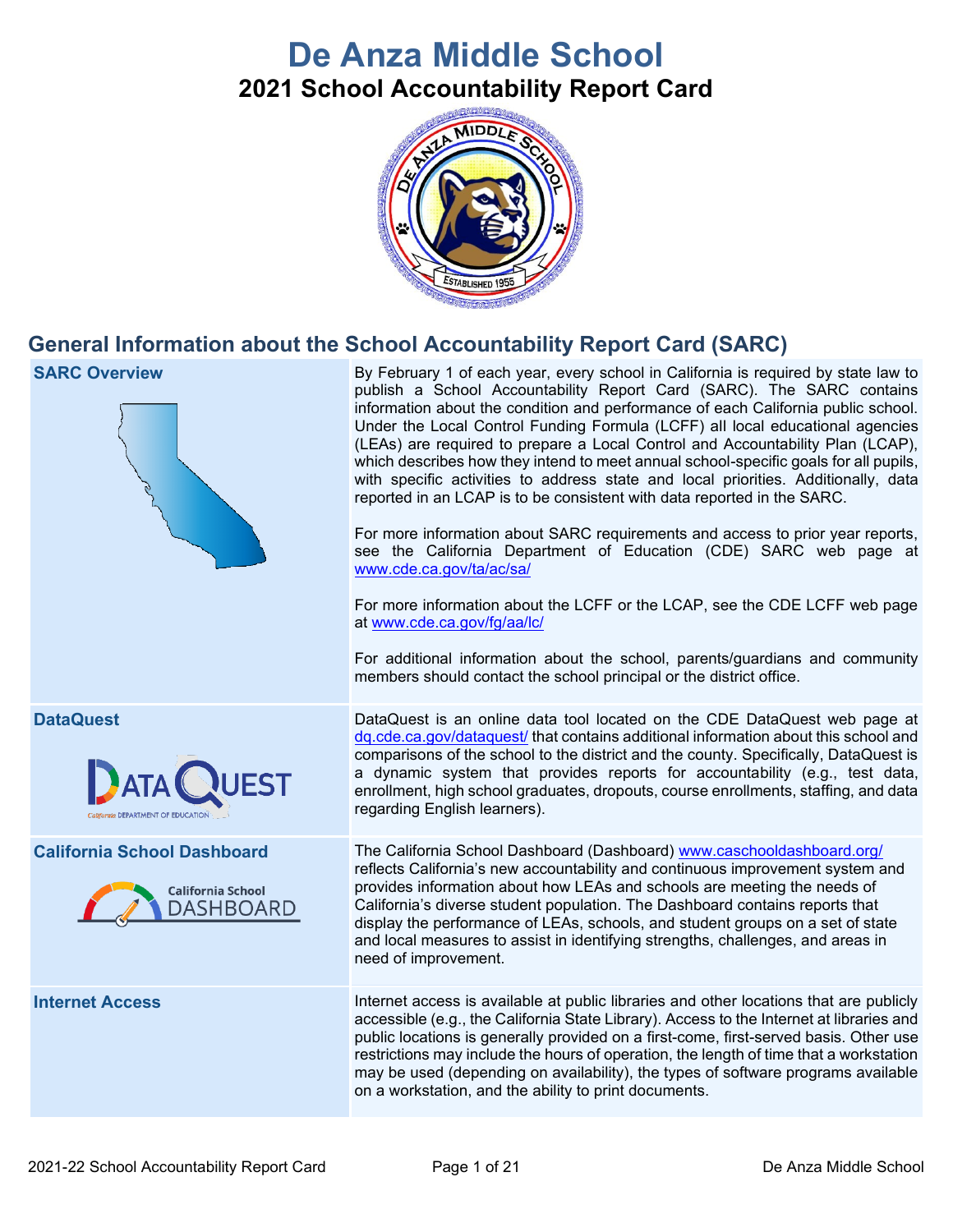# De Anza Middle School

## 2021 School Accountability Report Card

## General Information about the School Accountability Report Card (SARC)

| | |
|---|---|
| **SARC Overview** | By February 1 of each year, every school in California is required by state law to publish a School Accountability Report Card (SARC). The SARC contains information about the condition and performance of each California public school. Under the Local Control Funding Formula (LCFF) all local educational agencies (LEAs) are required to prepare a Local Control and Accountability Plan (LCAP), which describes how they intend to meet annual school-specific goals for all pupils, with specific activities to address state and local priorities. Additionally, data reported in an LCAP is to be consistent with data reported in the SARC.<br><br>For more information about SARC requirements and access to prior year reports, see the California Department of Education (CDE) SARC web page at www.cde.ca.gov/ta/ac/sa/<br><br>For more information about the LCFF or the LCAP, see the CDE LCFF web page at www.cde.ca.gov/fg/aa/lc/<br><br>For additional information about the school, parents/guardians and community members should contact the school principal or the district office. |
| **DataQuest** | DataQuest is an online data tool located on the CDE DataQuest web page at dq.cde.ca.gov/dataquest/ that contains additional information about this school and comparisons of the school to the district and the county. Specifically, DataQuest is a dynamic system that provides reports for accountability (e.g., test data, enrollment, high school graduates, dropouts, course enrollments, staffing, and data regarding English learners). |
| **California School Dashboard** | The California School Dashboard (Dashboard) www.caschooldashboard.org/ reflects California's new accountability and continuous improvement system and provides information about how LEAs and schools are meeting the needs of California's diverse student population. The Dashboard contains reports that display the performance of LEAs, schools, and student groups on a set of state and local measures to assist in identifying strengths, challenges, and areas in need of improvement. |
| **Internet Access** | Internet access is available at public libraries and other locations that are publicly accessible (e.g., the California State Library). Access to the Internet at libraries and public locations is generally provided on a first-come, first-served basis. Other use restrictions may include the hours of operation, the length of time that a workstation may be used (depending on availability), the types of software programs available on a workstation, and the ability to print documents. |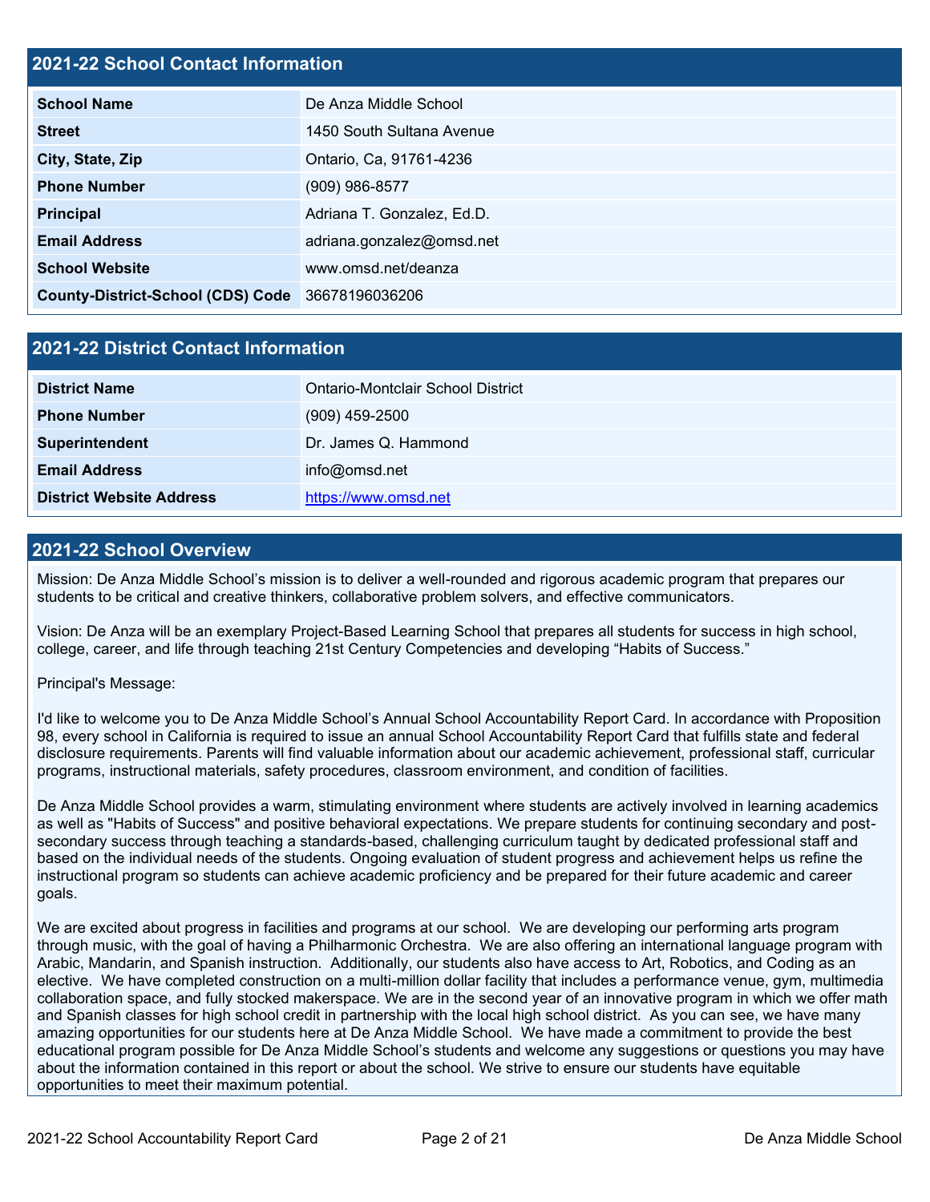## 2021-22 School Contact Information

| | |
|---|---|
| **School Name** | De Anza Middle School |
| **Street** | 1450 South Sultana Avenue |
| **City, State, Zip** | Ontario, Ca, 91761-4236 |
| **Phone Number** | (909) 986-8577 |
| **Principal** | Adriana T. Gonzalez, Ed.D. |
| **Email Address** | adriana.gonzalez@omsd.net |
| **School Website** | www.omsd.net/deanza |
| **County-District-School (CDS) Code** | 36678196036206 |

## 2021-22 District Contact Information

| | |
|---|---|
| **District Name** | Ontario-Montclair School District |
| **Phone Number** | (909) 459-2500 |
| **Superintendent** | Dr. James Q. Hammond |
| **Email Address** | info@omsd.net |
| **District Website Address** | https://www.omsd.net |

## 2021-22 School Overview

Mission: De Anza Middle School's mission is to deliver a well-rounded and rigorous academic program that prepares our students to be critical and creative thinkers, collaborative problem solvers, and effective communicators.

Vision: De Anza will be an exemplary Project-Based Learning School that prepares all students for success in high school, college, career, and life through teaching 21st Century Competencies and developing "Habits of Success."

Principal's Message:

I'd like to welcome you to De Anza Middle School's Annual School Accountability Report Card. In accordance with Proposition 98, every school in California is required to issue an annual School Accountability Report Card that fulfills state and federal disclosure requirements. Parents will find valuable information about our academic achievement, professional staff, curricular programs, instructional materials, safety procedures, classroom environment, and condition of facilities.

De Anza Middle School provides a warm, stimulating environment where students are actively involved in learning academics as well as "Habits of Success" and positive behavioral expectations. We prepare students for continuing secondary and post-secondary success through teaching a standards-based, challenging curriculum taught by dedicated professional staff and based on the individual needs of the students. Ongoing evaluation of student progress and achievement helps us refine the instructional program so students can achieve academic proficiency and be prepared for their future academic and career goals.

We are excited about progress in facilities and programs at our school. We are developing our performing arts program through music, with the goal of having a Philharmonic Orchestra. We are also offering an international language program with Arabic, Mandarin, and Spanish instruction. Additionally, our students also have access to Art, Robotics, and Coding as an elective. We have completed construction on a multi-million dollar facility that includes a performance venue, gym, multimedia collaboration space, and fully stocked makerspace. We are in the second year of an innovative program in which we offer math and Spanish classes for high school credit in partnership with the local high school district. As you can see, we have many amazing opportunities for our students here at De Anza Middle School. We have made a commitment to provide the best educational program possible for De Anza Middle School's students and welcome any suggestions or questions you may have about the information contained in this report or about the school. We strive to ensure our students have equitable opportunities to meet their maximum potential.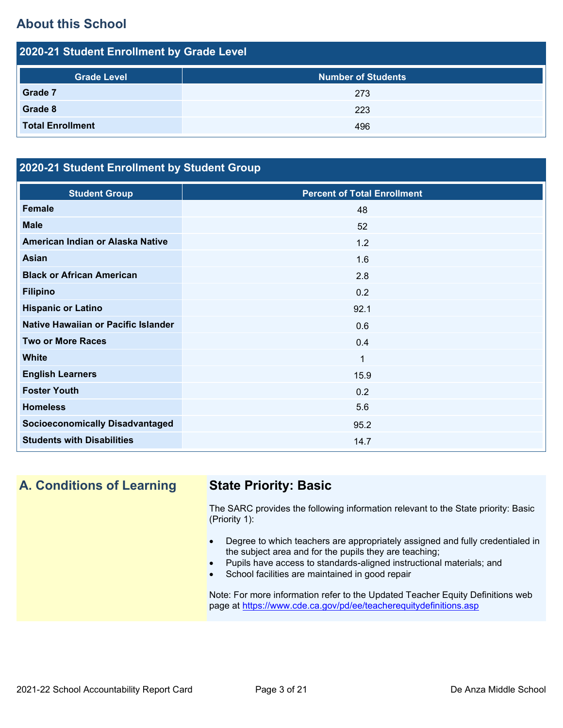## About this School

### 2020-21 Student Enrollment by Grade Level

| Grade Level | Number of Students |
|---|---|
| **Grade 7** | 273 |
| **Grade 8** | 223 |
| **Total Enrollment** | 496 |

### 2020-21 Student Enrollment by Student Group

| Student Group | Percent of Total Enrollment |
|---|---|
| **Female** | 48 |
| **Male** | 52 |
| **American Indian or Alaska Native** | 1.2 |
| **Asian** | 1.6 |
| **Black or African American** | 2.8 |
| **Filipino** | 0.2 |
| **Hispanic or Latino** | 92.1 |
| **Native Hawaiian or Pacific Islander** | 0.6 |
| **Two or More Races** | 0.4 |
| **White** | 1 |
| **English Learners** | 15.9 |
| **Foster Youth** | 0.2 |
| **Homeless** | 5.6 |
| **Socioeconomically Disadvantaged** | 95.2 |
| **Students with Disabilities** | 14.7 |

## A. Conditions of Learning

### State Priority: Basic

The SARC provides the following information relevant to the State priority: Basic (Priority 1):

- Degree to which teachers are appropriately assigned and fully credentialed in the subject area and for the pupils they are teaching;
- Pupils have access to standards-aligned instructional materials; and
- School facilities are maintained in good repair

Note: For more information refer to the Updated Teacher Equity Definitions web page at https://www.cde.ca.gov/pd/ee/teacherequitydefinitions.asp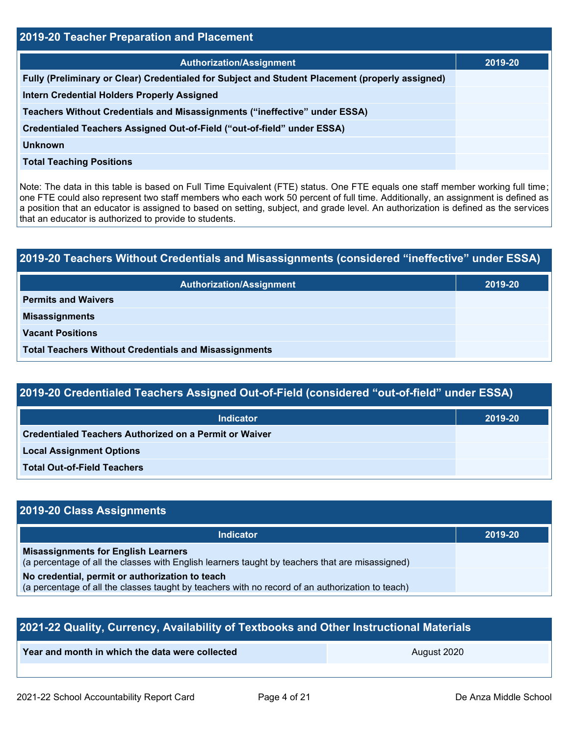## 2019-20 Teacher Preparation and Placement

| Authorization/Assignment | 2019-20 |
|---|---|
| **Fully (Preliminary or Clear) Credentialed for Subject and Student Placement (properly assigned)** | |
| **Intern Credential Holders Properly Assigned** | |
| **Teachers Without Credentials and Misassignments ("ineffective" under ESSA)** | |
| **Credentialed Teachers Assigned Out-of-Field ("out-of-field" under ESSA)** | |
| **Unknown** | |
| **Total Teaching Positions** | |

Note: The data in this table is based on Full Time Equivalent (FTE) status. One FTE equals one staff member working full time; one FTE could also represent two staff members who each work 50 percent of full time. Additionally, an assignment is defined as a position that an educator is assigned to based on setting, subject, and grade level. An authorization is defined as the services that an educator is authorized to provide to students.

## 2019-20 Teachers Without Credentials and Misassignments (considered "ineffective" under ESSA)

| Authorization/Assignment | 2019-20 |
|---|---|
| **Permits and Waivers** | |
| **Misassignments** | |
| **Vacant Positions** | |
| **Total Teachers Without Credentials and Misassignments** | |

## 2019-20 Credentialed Teachers Assigned Out-of-Field (considered "out-of-field" under ESSA)

| Indicator | 2019-20 |
|---|---|
| **Credentialed Teachers Authorized on a Permit or Waiver** | |
| **Local Assignment Options** | |
| **Total Out-of-Field Teachers** | |

## 2019-20 Class Assignments

| Indicator | 2019-20 |
|---|---|
| **Misassignments for English Learners** (a percentage of all the classes with English learners taught by teachers that are misassigned) | |
| **No credential, permit or authorization to teach** (a percentage of all the classes taught by teachers with no record of an authorization to teach) | |

## 2021-22 Quality, Currency, Availability of Textbooks and Other Instructional Materials

| | |
|---|---|
| **Year and month in which the data were collected** | August 2020 |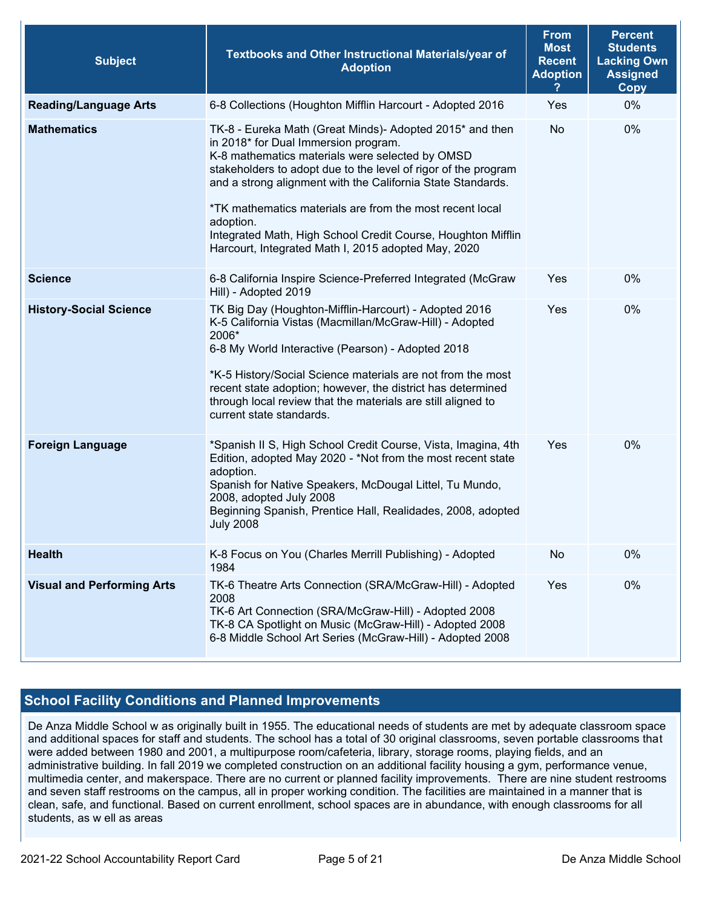| Subject | Textbooks and Other Instructional Materials/year of Adoption | From Most Recent Adoption ? | Percent Students Lacking Own Assigned Copy |
|---|---|---|---|
| **Reading/Language Arts** | 6-8 Collections (Houghton Mifflin Harcourt - Adopted 2016 | Yes | 0% |
| **Mathematics** | TK-8 - Eureka Math (Great Minds)- Adopted 2015* and then in 2018* for Dual Immersion program.<br>K-8 mathematics materials were selected by OMSD stakeholders to adopt due to the level of rigor of the program and a strong alignment with the California State Standards.<br><br>*TK mathematics materials are from the most recent local adoption.<br>Integrated Math, High School Credit Course, Houghton Mifflin Harcourt, Integrated Math I, 2015 adopted May, 2020 | No | 0% |
| **Science** | 6-8 California Inspire Science-Preferred Integrated (McGraw Hill) - Adopted 2019 | Yes | 0% |
| **History-Social Science** | TK Big Day (Houghton-Mifflin-Harcourt) - Adopted 2016<br>K-5 California Vistas (Macmillan/McGraw-Hill) - Adopted 2006*<br>6-8 My World Interactive (Pearson) - Adopted 2018<br><br>*K-5 History/Social Science materials are not from the most recent state adoption; however, the district has determined through local review that the materials are still aligned to current state standards. | Yes | 0% |
| **Foreign Language** | *Spanish II S, High School Credit Course, Vista, Imagina, 4th Edition, adopted May 2020 - *Not from the most recent state adoption.<br>Spanish for Native Speakers, McDougal Littel, Tu Mundo, 2008, adopted July 2008<br>Beginning Spanish, Prentice Hall, Realidades, 2008, adopted July 2008 | Yes | 0% |
| **Health** | K-8 Focus on You (Charles Merrill Publishing) - Adopted 1984 | No | 0% |
| **Visual and Performing Arts** | TK-6 Theatre Arts Connection (SRA/McGraw-Hill) - Adopted 2008<br>TK-6 Art Connection (SRA/McGraw-Hill) - Adopted 2008<br>TK-8 CA Spotlight on Music (McGraw-Hill) - Adopted 2008<br>6-8 Middle School Art Series (McGraw-Hill) - Adopted 2008 | Yes | 0% |

## School Facility Conditions and Planned Improvements

De Anza Middle School w as originally built in 1955. The educational needs of students are met by adequate classroom space and additional spaces for staff and students. The school has a total of 30 original classrooms, seven portable classrooms that were added between 1980 and 2001, a multipurpose room/cafeteria, library, storage rooms, playing fields, and an administrative building. In fall 2019 we completed construction on an additional facility housing a gym, performance venue, multimedia center, and makerspace. There are no current or planned facility improvements. There are nine student restrooms and seven staff restrooms on the campus, all in proper working condition. The facilities are maintained in a manner that is clean, safe, and functional. Based on current enrollment, school spaces are in abundance, with enough classrooms for all students, as w ell as areas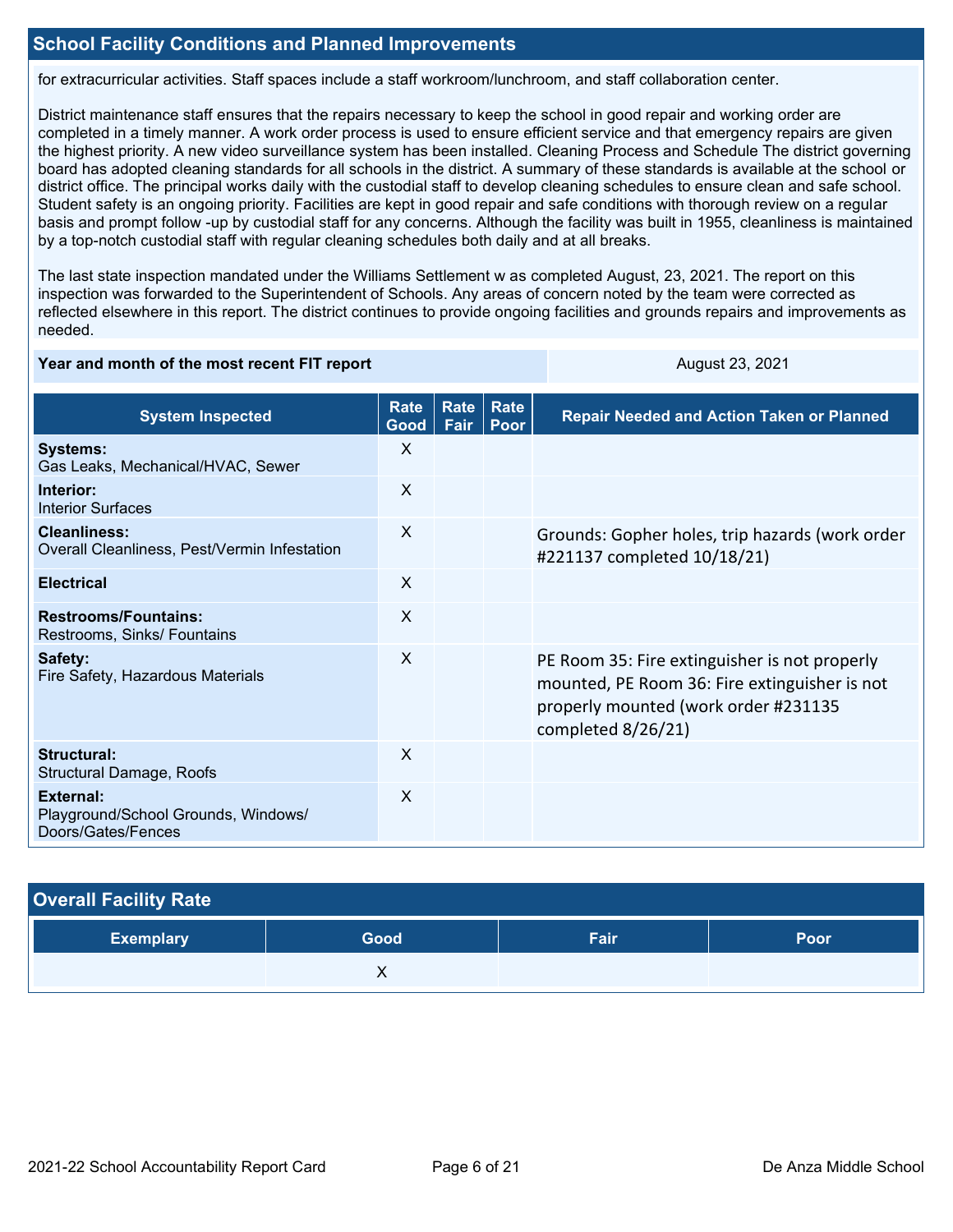## School Facility Conditions and Planned Improvements

for extracurricular activities. Staff spaces include a staff workroom/lunchroom, and staff collaboration center.

District maintenance staff ensures that the repairs necessary to keep the school in good repair and working order are completed in a timely manner. A work order process is used to ensure efficient service and that emergency repairs are given the highest priority. A new video surveillance system has been installed. Cleaning Process and Schedule The district governing board has adopted cleaning standards for all schools in the district. A summary of these standards is available at the school or district office. The principal works daily with the custodial staff to develop cleaning schedules to ensure clean and safe school. Student safety is an ongoing priority. Facilities are kept in good repair and safe conditions with thorough review on a regular basis and prompt follow -up by custodial staff for any concerns. Although the facility was built in 1955, cleanliness is maintained by a top-notch custodial staff with regular cleaning schedules both daily and at all breaks.

The last state inspection mandated under the Williams Settlement w as completed August, 23, 2021. The report on this inspection was forwarded to the Superintendent of Schools. Any areas of concern noted by the team were corrected as reflected elsewhere in this report. The district continues to provide ongoing facilities and grounds repairs and improvements as needed.

| Year and month of the most recent FIT report | August 23, 2021 |
|---|---|

| System Inspected | Rate Good | Rate Fair | Rate Poor | Repair Needed and Action Taken or Planned |
|---|---|---|---|---|
| **Systems:** Gas Leaks, Mechanical/HVAC, Sewer | X | | | |
| **Interior:** Interior Surfaces | X | | | |
| **Cleanliness:** Overall Cleanliness, Pest/Vermin Infestation | X | | | Grounds: Gopher holes, trip hazards (work order #221137 completed 10/18/21) |
| **Electrical** | X | | | |
| **Restrooms/Fountains:** Restrooms, Sinks/ Fountains | X | | | |
| **Safety:** Fire Safety, Hazardous Materials | X | | | PE Room 35: Fire extinguisher is not properly mounted, PE Room 36: Fire extinguisher is not properly mounted (work order #231135 completed 8/26/21) |
| **Structural:** Structural Damage, Roofs | X | | | |
| **External:** Playground/School Grounds, Windows/ Doors/Gates/Fences | X | | | |

## Overall Facility Rate

| Exemplary | Good | Fair | Poor |
|---|---|---|---|
| | X | | |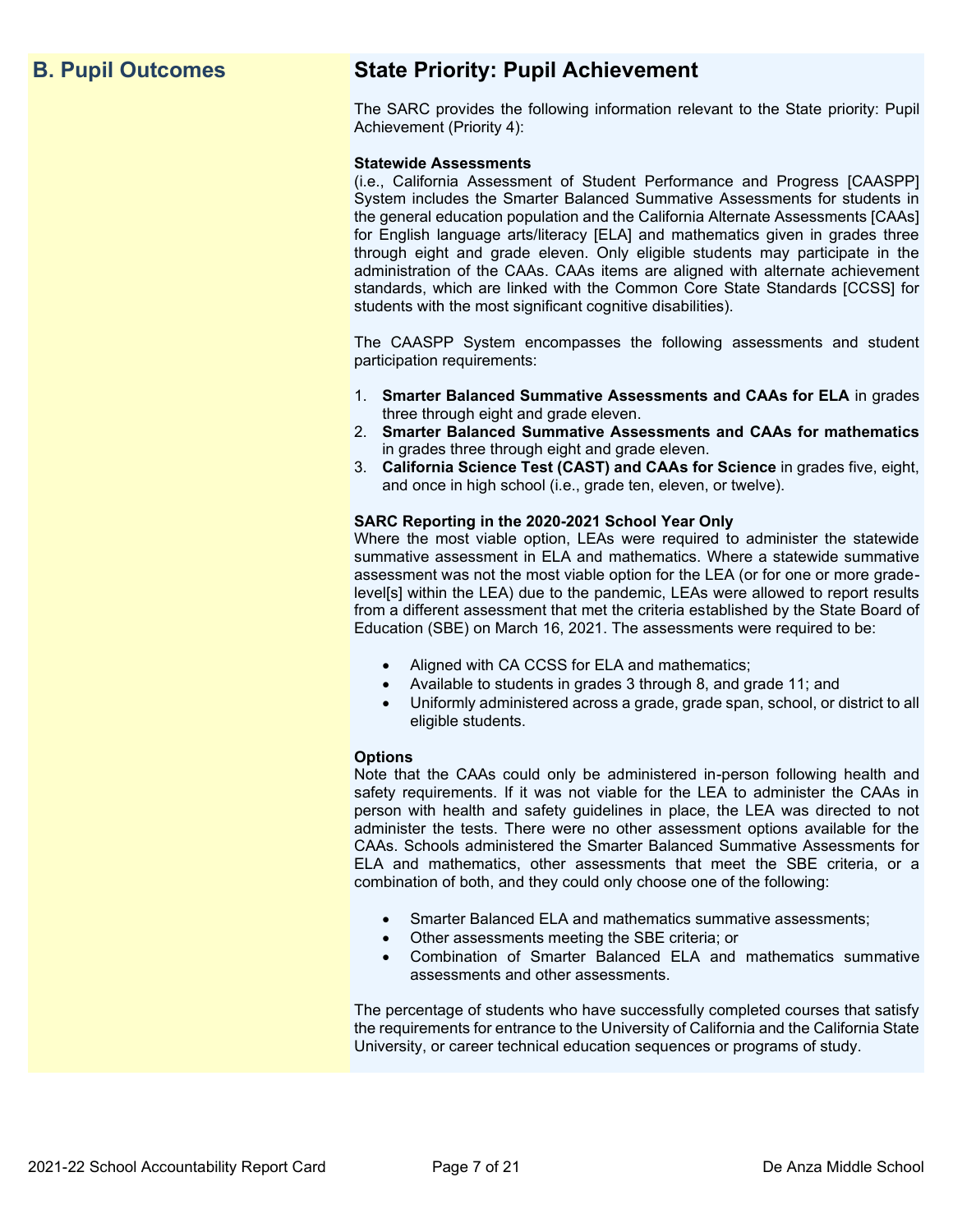## B. Pupil Outcomes

## State Priority: Pupil Achievement

The SARC provides the following information relevant to the State priority: Pupil Achievement (Priority 4):

**Statewide Assessments**
(i.e., California Assessment of Student Performance and Progress [CAASPP] System includes the Smarter Balanced Summative Assessments for students in the general education population and the California Alternate Assessments [CAAs] for English language arts/literacy [ELA] and mathematics given in grades three through eight and grade eleven. Only eligible students may participate in the administration of the CAAs. CAAs items are aligned with alternate achievement standards, which are linked with the Common Core State Standards [CCSS] for students with the most significant cognitive disabilities).

The CAASPP System encompasses the following assessments and student participation requirements:

1. **Smarter Balanced Summative Assessments and CAAs for ELA** in grades three through eight and grade eleven.
2. **Smarter Balanced Summative Assessments and CAAs for mathematics** in grades three through eight and grade eleven.
3. **California Science Test (CAST) and CAAs for Science** in grades five, eight, and once in high school (i.e., grade ten, eleven, or twelve).

**SARC Reporting in the 2020-2021 School Year Only**
Where the most viable option, LEAs were required to administer the statewide summative assessment in ELA and mathematics. Where a statewide summative assessment was not the most viable option for the LEA (or for one or more grade-level[s] within the LEA) due to the pandemic, LEAs were allowed to report results from a different assessment that met the criteria established by the State Board of Education (SBE) on March 16, 2021. The assessments were required to be:

- Aligned with CA CCSS for ELA and mathematics;
- Available to students in grades 3 through 8, and grade 11; and
- Uniformly administered across a grade, grade span, school, or district to all eligible students.

**Options**
Note that the CAAs could only be administered in-person following health and safety requirements. If it was not viable for the LEA to administer the CAAs in person with health and safety guidelines in place, the LEA was directed to not administer the tests. There were no other assessment options available for the CAAs. Schools administered the Smarter Balanced Summative Assessments for ELA and mathematics, other assessments that meet the SBE criteria, or a combination of both, and they could only choose one of the following:

- Smarter Balanced ELA and mathematics summative assessments;
- Other assessments meeting the SBE criteria; or
- Combination of Smarter Balanced ELA and mathematics summative assessments and other assessments.

The percentage of students who have successfully completed courses that satisfy the requirements for entrance to the University of California and the California State University, or career technical education sequences or programs of study.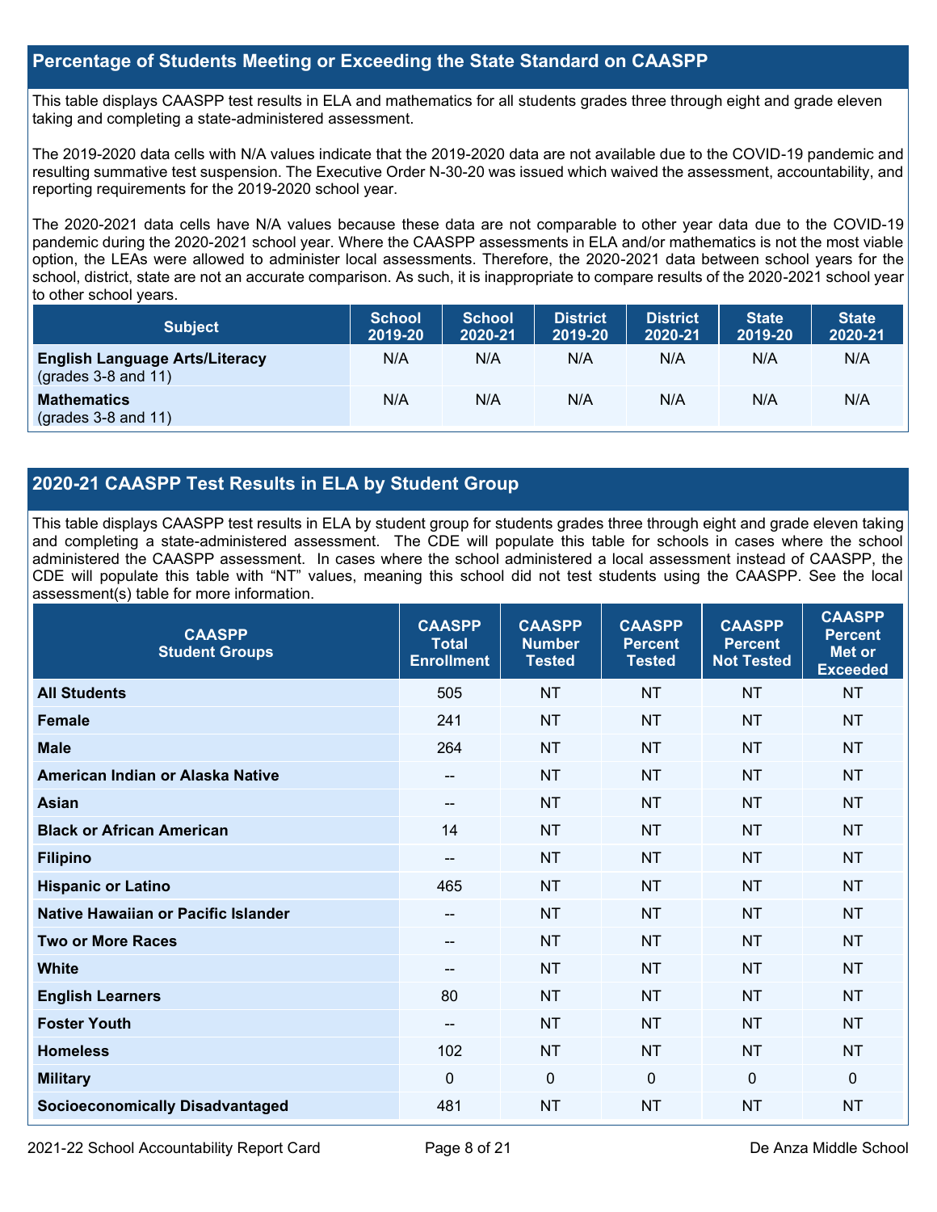## Percentage of Students Meeting or Exceeding the State Standard on CAASPP

This table displays CAASPP test results in ELA and mathematics for all students grades three through eight and grade eleven taking and completing a state-administered assessment.

The 2019-2020 data cells with N/A values indicate that the 2019-2020 data are not available due to the COVID-19 pandemic and resulting summative test suspension. The Executive Order N-30-20 was issued which waived the assessment, accountability, and reporting requirements for the 2019-2020 school year.

The 2020-2021 data cells have N/A values because these data are not comparable to other year data due to the COVID-19 pandemic during the 2020-2021 school year. Where the CAASPP assessments in ELA and/or mathematics is not the most viable option, the LEAs were allowed to administer local assessments. Therefore, the 2020-2021 data between school years for the school, district, state are not an accurate comparison. As such, it is inappropriate to compare results of the 2020-2021 school year to other school years.

| Subject | School 2019-20 | School 2020-21 | District 2019-20 | District 2020-21 | State 2019-20 | State 2020-21 |
|---|---|---|---|---|---|---|
| **English Language Arts/Literacy** (grades 3-8 and 11) | N/A | N/A | N/A | N/A | N/A | N/A |
| **Mathematics** (grades 3-8 and 11) | N/A | N/A | N/A | N/A | N/A | N/A |

## 2020-21 CAASPP Test Results in ELA by Student Group

This table displays CAASPP test results in ELA by student group for students grades three through eight and grade eleven taking and completing a state-administered assessment. The CDE will populate this table for schools in cases where the school administered the CAASPP assessment. In cases where the school administered a local assessment instead of CAASPP, the CDE will populate this table with "NT" values, meaning this school did not test students using the CAASPP. See the local assessment(s) table for more information.

| CAASPP Student Groups | CAASPP Total Enrollment | CAASPP Number Tested | CAASPP Percent Tested | CAASPP Percent Not Tested | CAASPP Percent Met or Exceeded |
|---|---|---|---|---|---|
| **All Students** | 505 | NT | NT | NT | NT |
| **Female** | 241 | NT | NT | NT | NT |
| **Male** | 264 | NT | NT | NT | NT |
| **American Indian or Alaska Native** | -- | NT | NT | NT | NT |
| **Asian** | -- | NT | NT | NT | NT |
| **Black or African American** | 14 | NT | NT | NT | NT |
| **Filipino** | -- | NT | NT | NT | NT |
| **Hispanic or Latino** | 465 | NT | NT | NT | NT |
| **Native Hawaiian or Pacific Islander** | -- | NT | NT | NT | NT |
| **Two or More Races** | -- | NT | NT | NT | NT |
| **White** | -- | NT | NT | NT | NT |
| **English Learners** | 80 | NT | NT | NT | NT |
| **Foster Youth** | -- | NT | NT | NT | NT |
| **Homeless** | 102 | NT | NT | NT | NT |
| **Military** | 0 | 0 | 0 | 0 | 0 |
| **Socioeconomically Disadvantaged** | 481 | NT | NT | NT | NT |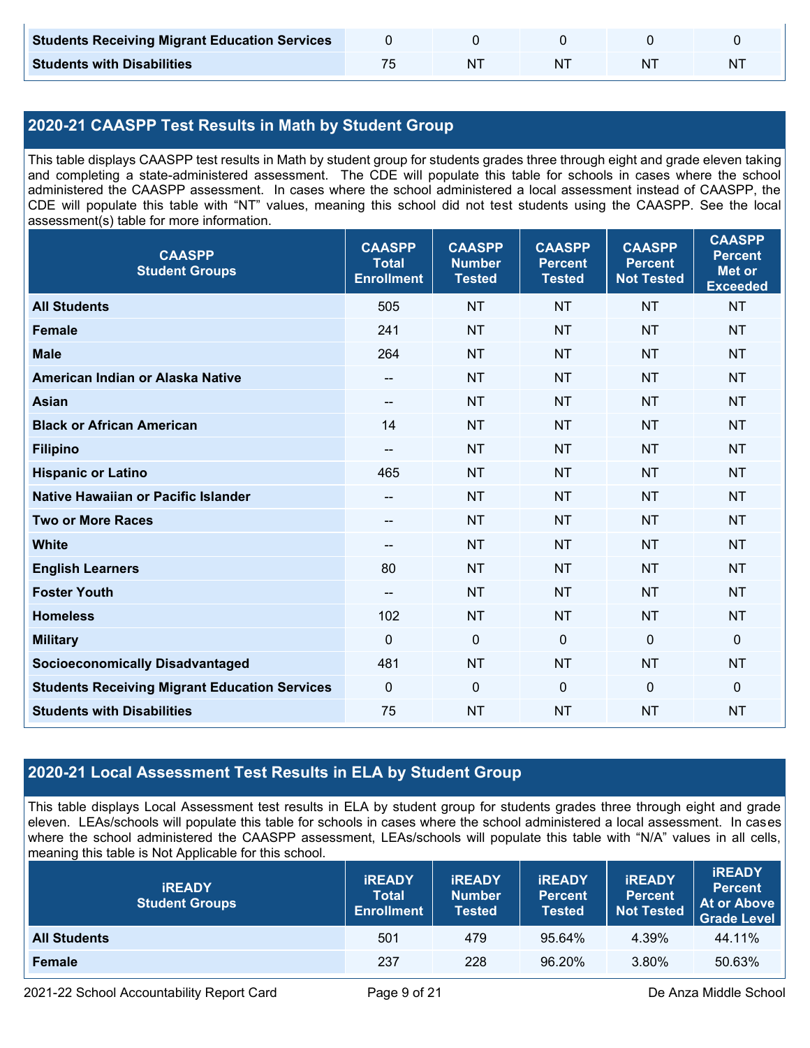| Students Receiving Migrant Education Services | 0 | 0 | 0 | 0 | 0 |
|---|---|---|---|---|---|
| Students with Disabilities | 75 | NT | NT | NT | NT |

## 2020-21 CAASPP Test Results in Math by Student Group

This table displays CAASPP test results in Math by student group for students grades three through eight and grade eleven taking and completing a state-administered assessment. The CDE will populate this table for schools in cases where the school administered the CAASPP assessment. In cases where the school administered a local assessment instead of CAASPP, the CDE will populate this table with "NT" values, meaning this school did not test students using the CAASPP. See the local assessment(s) table for more information.

| CAASPP Student Groups | CAASPP Total Enrollment | CAASPP Number Tested | CAASPP Percent Tested | CAASPP Percent Not Tested | CAASPP Percent Met or Exceeded |
|---|---|---|---|---|---|
| All Students | 505 | NT | NT | NT | NT |
| Female | 241 | NT | NT | NT | NT |
| Male | 264 | NT | NT | NT | NT |
| American Indian or Alaska Native | -- | NT | NT | NT | NT |
| Asian | -- | NT | NT | NT | NT |
| Black or African American | 14 | NT | NT | NT | NT |
| Filipino | -- | NT | NT | NT | NT |
| Hispanic or Latino | 465 | NT | NT | NT | NT |
| Native Hawaiian or Pacific Islander | -- | NT | NT | NT | NT |
| Two or More Races | -- | NT | NT | NT | NT |
| White | -- | NT | NT | NT | NT |
| English Learners | 80 | NT | NT | NT | NT |
| Foster Youth | -- | NT | NT | NT | NT |
| Homeless | 102 | NT | NT | NT | NT |
| Military | 0 | 0 | 0 | 0 | 0 |
| Socioeconomically Disadvantaged | 481 | NT | NT | NT | NT |
| Students Receiving Migrant Education Services | 0 | 0 | 0 | 0 | 0 |
| Students with Disabilities | 75 | NT | NT | NT | NT |

## 2020-21 Local Assessment Test Results in ELA by Student Group

This table displays Local Assessment test results in ELA by student group for students grades three through eight and grade eleven. LEAs/schools will populate this table for schools in cases where the school administered a local assessment. In cases where the school administered the CAASPP assessment, LEAs/schools will populate this table with "N/A" values in all cells, meaning this table is Not Applicable for this school.

| iREADY Student Groups | iREADY Total Enrollment | iREADY Number Tested | iREADY Percent Tested | iREADY Percent Not Tested | iREADY Percent At or Above Grade Level |
|---|---|---|---|---|---|
| All Students | 501 | 479 | 95.64% | 4.39% | 44.11% |
| Female | 237 | 228 | 96.20% | 3.80% | 50.63% |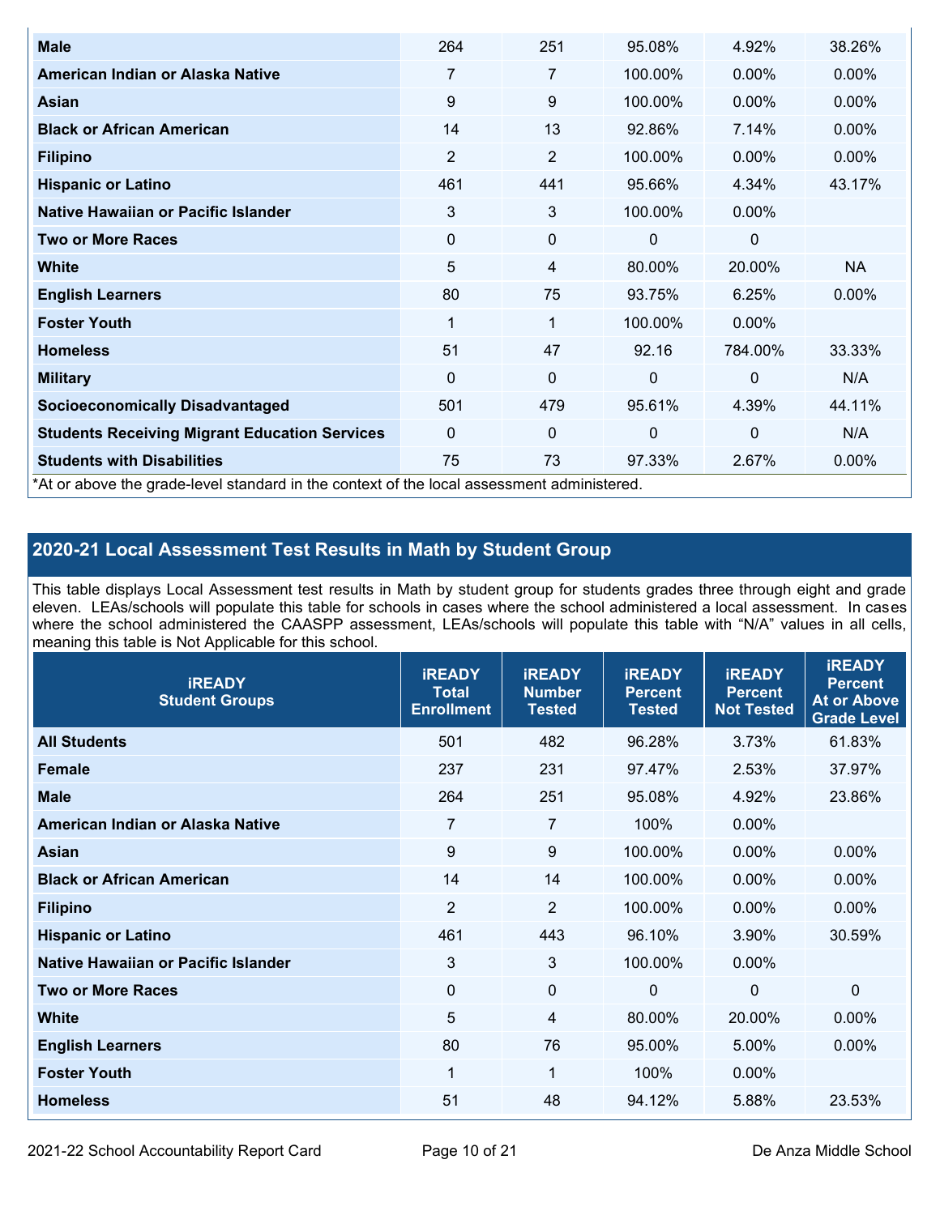| | | | | | |
|---|---|---|---|---|---|
| **Male** | 264 | 251 | 95.08% | 4.92% | 38.26% |
| **American Indian or Alaska Native** | 7 | 7 | 100.00% | 0.00% | 0.00% |
| **Asian** | 9 | 9 | 100.00% | 0.00% | 0.00% |
| **Black or African American** | 14 | 13 | 92.86% | 7.14% | 0.00% |
| **Filipino** | 2 | 2 | 100.00% | 0.00% | 0.00% |
| **Hispanic or Latino** | 461 | 441 | 95.66% | 4.34% | 43.17% |
| **Native Hawaiian or Pacific Islander** | 3 | 3 | 100.00% | 0.00% | |
| **Two or More Races** | 0 | 0 | 0 | 0 | |
| **White** | 5 | 4 | 80.00% | 20.00% | NA |
| **English Learners** | 80 | 75 | 93.75% | 6.25% | 0.00% |
| **Foster Youth** | 1 | 1 | 100.00% | 0.00% | |
| **Homeless** | 51 | 47 | 92.16 | 784.00% | 33.33% |
| **Military** | 0 | 0 | 0 | 0 | N/A |
| **Socioeconomically Disadvantaged** | 501 | 479 | 95.61% | 4.39% | 44.11% |
| **Students Receiving Migrant Education Services** | 0 | 0 | 0 | 0 | N/A |
| **Students with Disabilities** | 75 | 73 | 97.33% | 2.67% | 0.00% |

*At or above the grade-level standard in the context of the local assessment administered.

## 2020-21 Local Assessment Test Results in Math by Student Group

This table displays Local Assessment test results in Math by student group for students grades three through eight and grade eleven. LEAs/schools will populate this table for schools in cases where the school administered a local assessment. In cases where the school administered the CAASPP assessment, LEAs/schools will populate this table with "N/A" values in all cells, meaning this table is Not Applicable for this school.

| iREADY Student Groups | iREADY Total Enrollment | iREADY Number Tested | iREADY Percent Tested | iREADY Percent Not Tested | iREADY Percent At or Above Grade Level |
|---|---|---|---|---|---|
| **All Students** | 501 | 482 | 96.28% | 3.73% | 61.83% |
| **Female** | 237 | 231 | 97.47% | 2.53% | 37.97% |
| **Male** | 264 | 251 | 95.08% | 4.92% | 23.86% |
| **American Indian or Alaska Native** | 7 | 7 | 100% | 0.00% | |
| **Asian** | 9 | 9 | 100.00% | 0.00% | 0.00% |
| **Black or African American** | 14 | 14 | 100.00% | 0.00% | 0.00% |
| **Filipino** | 2 | 2 | 100.00% | 0.00% | 0.00% |
| **Hispanic or Latino** | 461 | 443 | 96.10% | 3.90% | 30.59% |
| **Native Hawaiian or Pacific Islander** | 3 | 3 | 100.00% | 0.00% | |
| **Two or More Races** | 0 | 0 | 0 | 0 | 0 |
| **White** | 5 | 4 | 80.00% | 20.00% | 0.00% |
| **English Learners** | 80 | 76 | 95.00% | 5.00% | 0.00% |
| **Foster Youth** | 1 | 1 | 100% | 0.00% | |
| **Homeless** | 51 | 48 | 94.12% | 5.88% | 23.53% |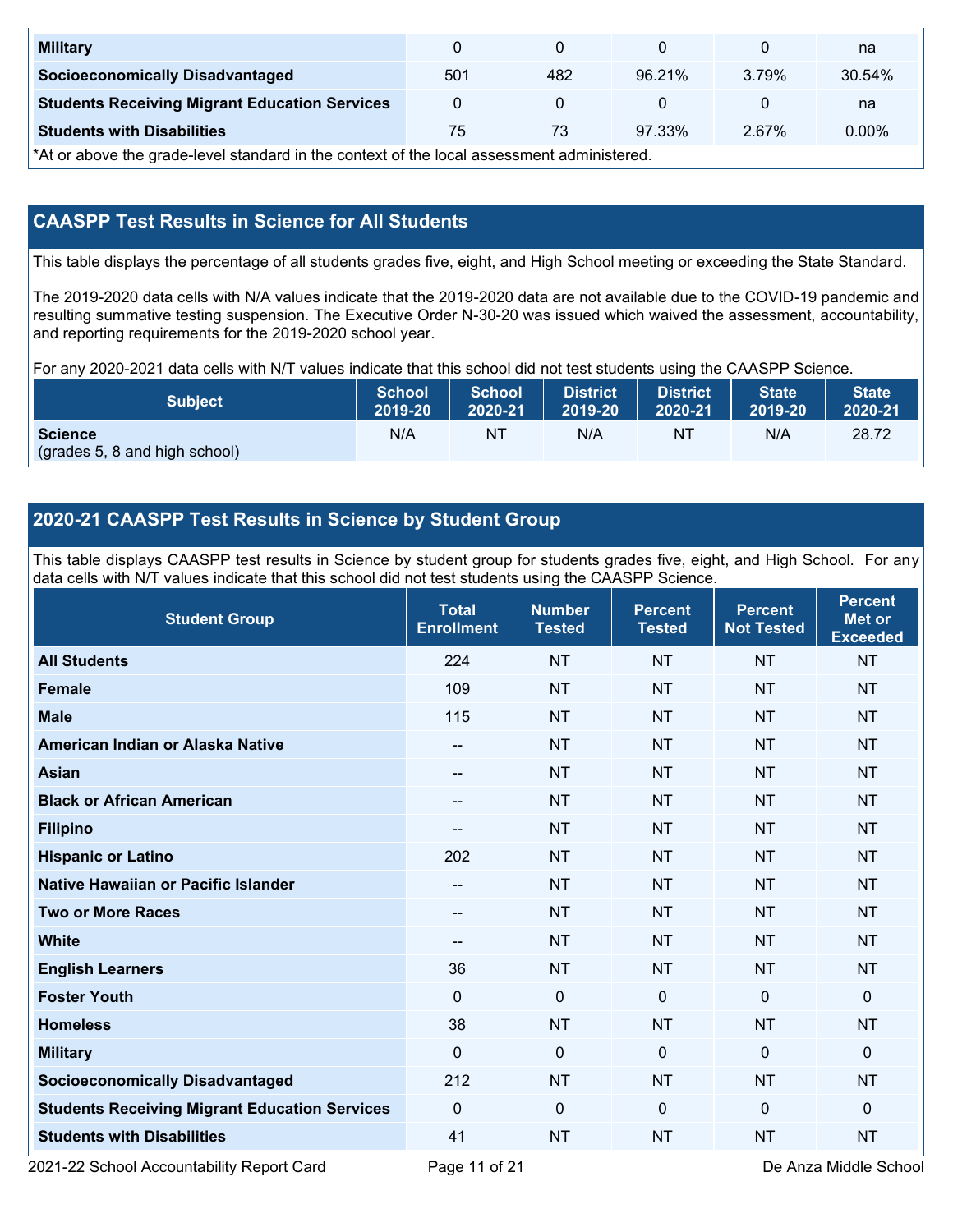| Student Group | Total Enrollment | Number Tested | Percent Tested | Percent Not Tested | Percent Met or Exceeded |
| --- | --- | --- | --- | --- | --- |
| **Military** | 0 | 0 | 0 | 0 | na |
| **Socioeconomically Disadvantaged** | 501 | 482 | 96.21% | 3.79% | 30.54% |
| **Students Receiving Migrant Education Services** | 0 | 0 | 0 | 0 | na |
| **Students with Disabilities** | 75 | 73 | 97.33% | 2.67% | 0.00% |

*At or above the grade-level standard in the context of the local assessment administered.

## CAASPP Test Results in Science for All Students

This table displays the percentage of all students grades five, eight, and High School meeting or exceeding the State Standard.

The 2019-2020 data cells with N/A values indicate that the 2019-2020 data are not available due to the COVID-19 pandemic and resulting summative testing suspension. The Executive Order N-30-20 was issued which waived the assessment, accountability, and reporting requirements for the 2019-2020 school year.

For any 2020-2021 data cells with N/T values indicate that this school did not test students using the CAASPP Science.

| Subject | School 2019-20 | School 2020-21 | District 2019-20 | District 2020-21 | State 2019-20 | State 2020-21 |
| --- | --- | --- | --- | --- | --- | --- |
| **Science** (grades 5, 8 and high school) | N/A | NT | N/A | NT | N/A | 28.72 |

## 2020-21 CAASPP Test Results in Science by Student Group

This table displays CAASPP test results in Science by student group for students grades five, eight, and High School. For any data cells with N/T values indicate that this school did not test students using the CAASPP Science.

| Student Group | Total Enrollment | Number Tested | Percent Tested | Percent Not Tested | Percent Met or Exceeded |
| --- | --- | --- | --- | --- | --- |
| **All Students** | 224 | NT | NT | NT | NT |
| **Female** | 109 | NT | NT | NT | NT |
| **Male** | 115 | NT | NT | NT | NT |
| **American Indian or Alaska Native** | -- | NT | NT | NT | NT |
| **Asian** | -- | NT | NT | NT | NT |
| **Black or African American** | -- | NT | NT | NT | NT |
| **Filipino** | -- | NT | NT | NT | NT |
| **Hispanic or Latino** | 202 | NT | NT | NT | NT |
| **Native Hawaiian or Pacific Islander** | -- | NT | NT | NT | NT |
| **Two or More Races** | -- | NT | NT | NT | NT |
| **White** | -- | NT | NT | NT | NT |
| **English Learners** | 36 | NT | NT | NT | NT |
| **Foster Youth** | 0 | 0 | 0 | 0 | 0 |
| **Homeless** | 38 | NT | NT | NT | NT |
| **Military** | 0 | 0 | 0 | 0 | 0 |
| **Socioeconomically Disadvantaged** | 212 | NT | NT | NT | NT |
| **Students Receiving Migrant Education Services** | 0 | 0 | 0 | 0 | 0 |
| **Students with Disabilities** | 41 | NT | NT | NT | NT |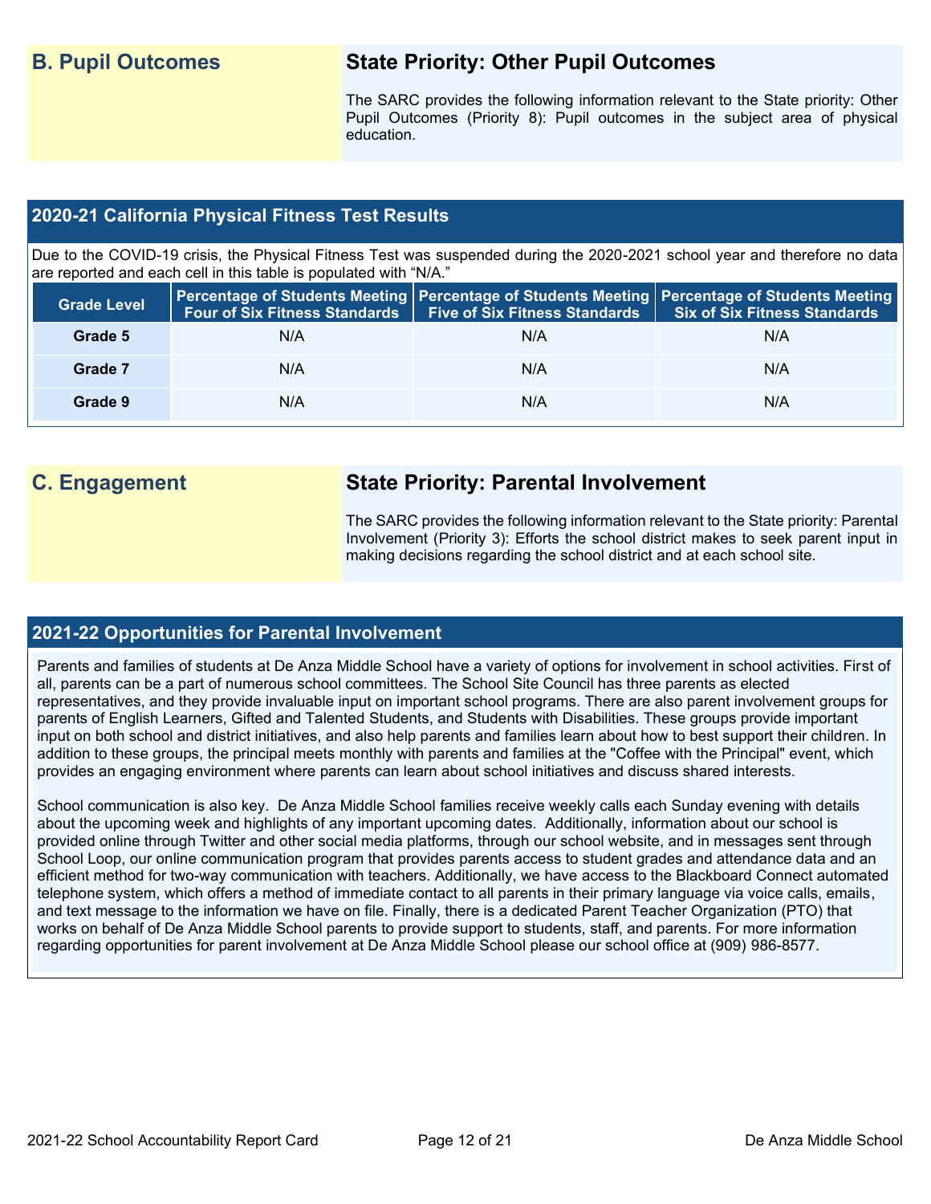## B. Pupil Outcomes

### State Priority: Other Pupil Outcomes

The SARC provides the following information relevant to the State priority: Other Pupil Outcomes (Priority 8): Pupil outcomes in the subject area of physical education.

### 2020-21 California Physical Fitness Test Results

Due to the COVID-19 crisis, the Physical Fitness Test was suspended during the 2020-2021 school year and therefore no data are reported and each cell in this table is populated with "N/A."

| Grade Level | Percentage of Students Meeting Four of Six Fitness Standards | Percentage of Students Meeting Five of Six Fitness Standards | Percentage of Students Meeting Six of Six Fitness Standards |
|---|---|---|---|
| Grade 5 | N/A | N/A | N/A |
| Grade 7 | N/A | N/A | N/A |
| Grade 9 | N/A | N/A | N/A |

## C. Engagement

### State Priority: Parental Involvement

The SARC provides the following information relevant to the State priority: Parental Involvement (Priority 3): Efforts the school district makes to seek parent input in making decisions regarding the school district and at each school site.

### 2021-22 Opportunities for Parental Involvement

Parents and families of students at De Anza Middle School have a variety of options for involvement in school activities. First of all, parents can be a part of numerous school committees. The School Site Council has three parents as elected representatives, and they provide invaluable input on important school programs. There are also parent involvement groups for parents of English Learners, Gifted and Talented Students, and Students with Disabilities. These groups provide important input on both school and district initiatives, and also help parents and families learn about how to best support their children. In addition to these groups, the principal meets monthly with parents and families at the "Coffee with the Principal" event, which provides an engaging environment where parents can learn about school initiatives and discuss shared interests.

School communication is also key. De Anza Middle School families receive weekly calls each Sunday evening with details about the upcoming week and highlights of any important upcoming dates. Additionally, information about our school is provided online through Twitter and other social media platforms, through our school website, and in messages sent through School Loop, our online communication program that provides parents access to student grades and attendance data and an efficient method for two-way communication with teachers. Additionally, we have access to the Blackboard Connect automated telephone system, which offers a method of immediate contact to all parents in their primary language via voice calls, emails, and text message to the information we have on file. Finally, there is a dedicated Parent Teacher Organization (PTO) that works on behalf of De Anza Middle School parents to provide support to students, staff, and parents. For more information regarding opportunities for parent involvement at De Anza Middle School please our school office at (909) 986-8577.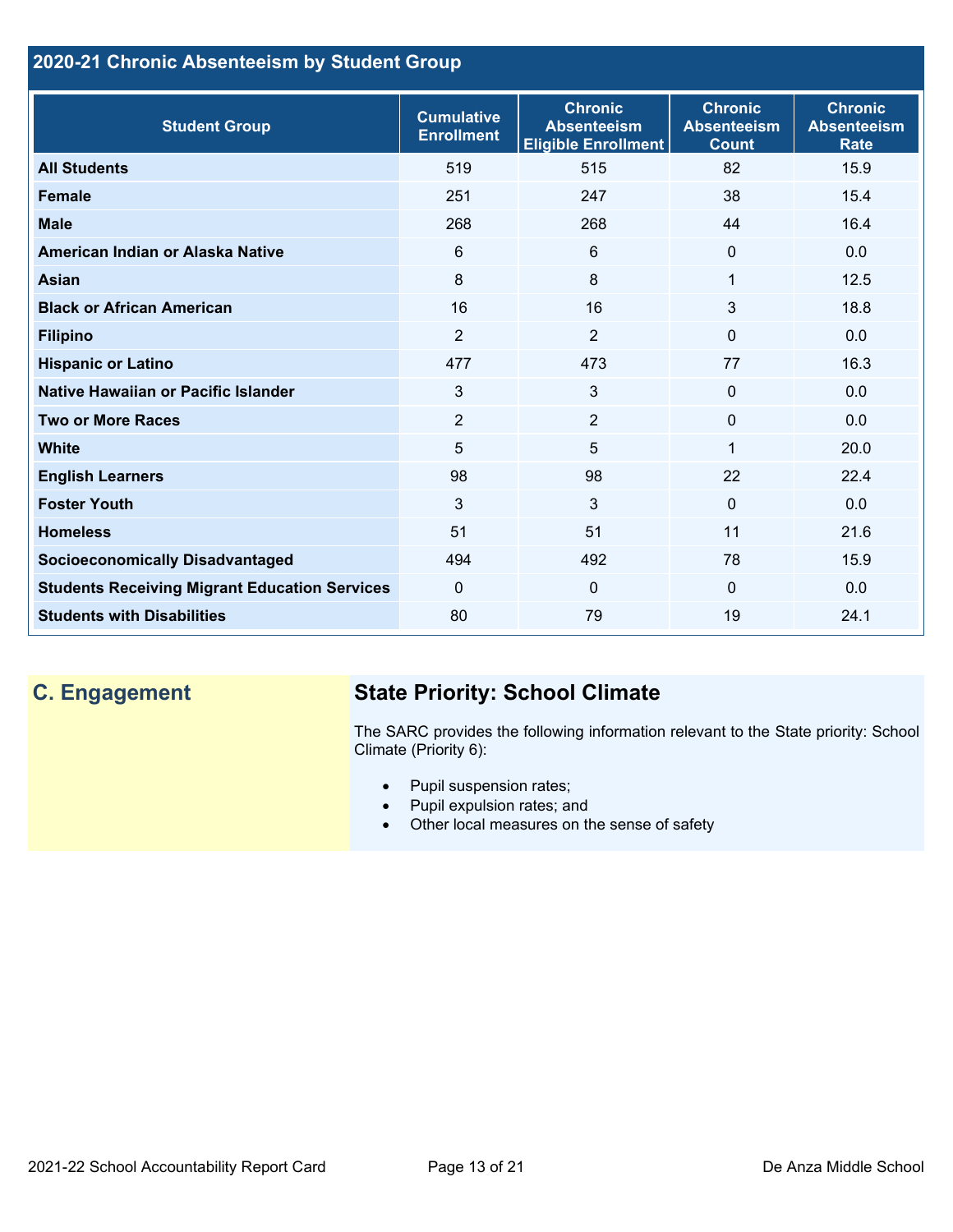## 2020-21 Chronic Absenteeism by Student Group

| Student Group | Cumulative Enrollment | Chronic Absenteeism Eligible Enrollment | Chronic Absenteeism Count | Chronic Absenteeism Rate |
|---|---|---|---|---|
| **All Students** | 519 | 515 | 82 | 15.9 |
| **Female** | 251 | 247 | 38 | 15.4 |
| **Male** | 268 | 268 | 44 | 16.4 |
| **American Indian or Alaska Native** | 6 | 6 | 0 | 0.0 |
| **Asian** | 8 | 8 | 1 | 12.5 |
| **Black or African American** | 16 | 16 | 3 | 18.8 |
| **Filipino** | 2 | 2 | 0 | 0.0 |
| **Hispanic or Latino** | 477 | 473 | 77 | 16.3 |
| **Native Hawaiian or Pacific Islander** | 3 | 3 | 0 | 0.0 |
| **Two or More Races** | 2 | 2 | 0 | 0.0 |
| **White** | 5 | 5 | 1 | 20.0 |
| **English Learners** | 98 | 98 | 22 | 22.4 |
| **Foster Youth** | 3 | 3 | 0 | 0.0 |
| **Homeless** | 51 | 51 | 11 | 21.6 |
| **Socioeconomically Disadvantaged** | 494 | 492 | 78 | 15.9 |
| **Students Receiving Migrant Education Services** | 0 | 0 | 0 | 0.0 |
| **Students with Disabilities** | 80 | 79 | 19 | 24.1 |

## C. Engagement

### State Priority: School Climate

The SARC provides the following information relevant to the State priority: School Climate (Priority 6):

- Pupil suspension rates;
- Pupil expulsion rates; and
- Other local measures on the sense of safety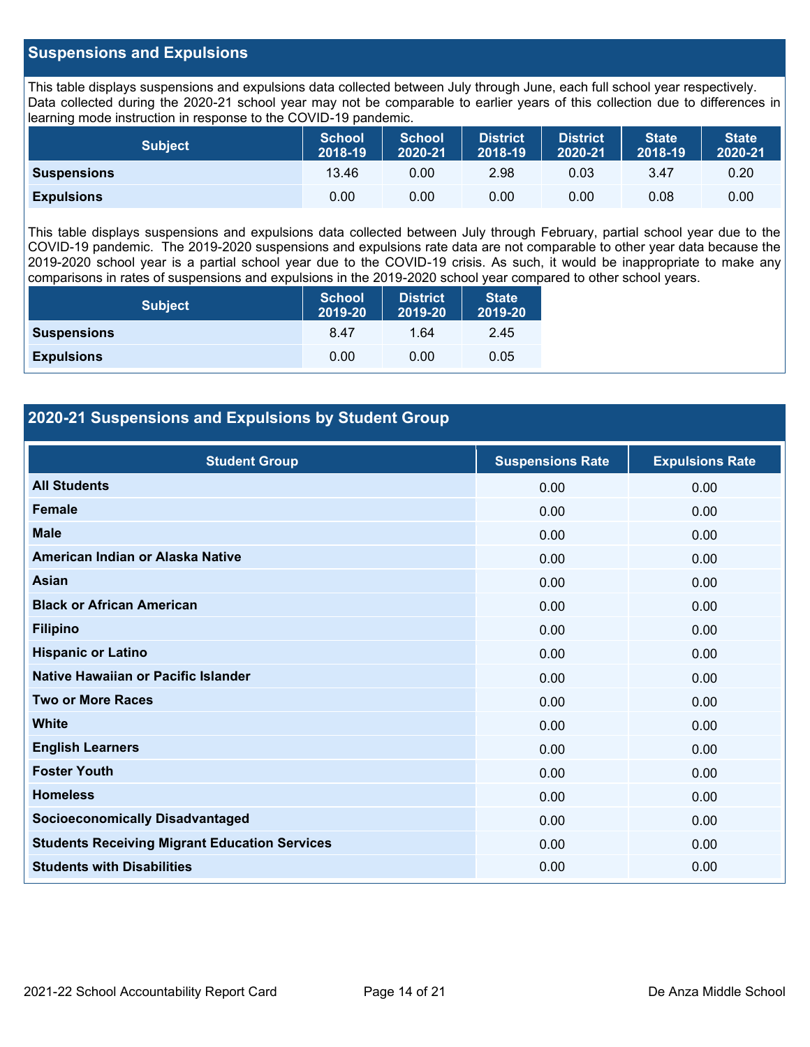## Suspensions and Expulsions

This table displays suspensions and expulsions data collected between July through June, each full school year respectively. Data collected during the 2020-21 school year may not be comparable to earlier years of this collection due to differences in learning mode instruction in response to the COVID-19 pandemic.

| Subject | School 2018-19 | School 2020-21 | District 2018-19 | District 2020-21 | State 2018-19 | State 2020-21 |
|---|---|---|---|---|---|---|
| **Suspensions** | 13.46 | 0.00 | 2.98 | 0.03 | 3.47 | 0.20 |
| **Expulsions** | 0.00 | 0.00 | 0.00 | 0.00 | 0.08 | 0.00 |

This table displays suspensions and expulsions data collected between July through February, partial school year due to the COVID-19 pandemic. The 2019-2020 suspensions and expulsions rate data are not comparable to other year data because the 2019-2020 school year is a partial school year due to the COVID-19 crisis. As such, it would be inappropriate to make any comparisons in rates of suspensions and expulsions in the 2019-2020 school year compared to other school years.

| Subject | School 2019-20 | District 2019-20 | State 2019-20 |
|---|---|---|---|
| **Suspensions** | 8.47 | 1.64 | 2.45 |
| **Expulsions** | 0.00 | 0.00 | 0.05 |

## 2020-21 Suspensions and Expulsions by Student Group

| Student Group | Suspensions Rate | Expulsions Rate |
|---|---|---|
| **All Students** | 0.00 | 0.00 |
| **Female** | 0.00 | 0.00 |
| **Male** | 0.00 | 0.00 |
| **American Indian or Alaska Native** | 0.00 | 0.00 |
| **Asian** | 0.00 | 0.00 |
| **Black or African American** | 0.00 | 0.00 |
| **Filipino** | 0.00 | 0.00 |
| **Hispanic or Latino** | 0.00 | 0.00 |
| **Native Hawaiian or Pacific Islander** | 0.00 | 0.00 |
| **Two or More Races** | 0.00 | 0.00 |
| **White** | 0.00 | 0.00 |
| **English Learners** | 0.00 | 0.00 |
| **Foster Youth** | 0.00 | 0.00 |
| **Homeless** | 0.00 | 0.00 |
| **Socioeconomically Disadvantaged** | 0.00 | 0.00 |
| **Students Receiving Migrant Education Services** | 0.00 | 0.00 |
| **Students with Disabilities** | 0.00 | 0.00 |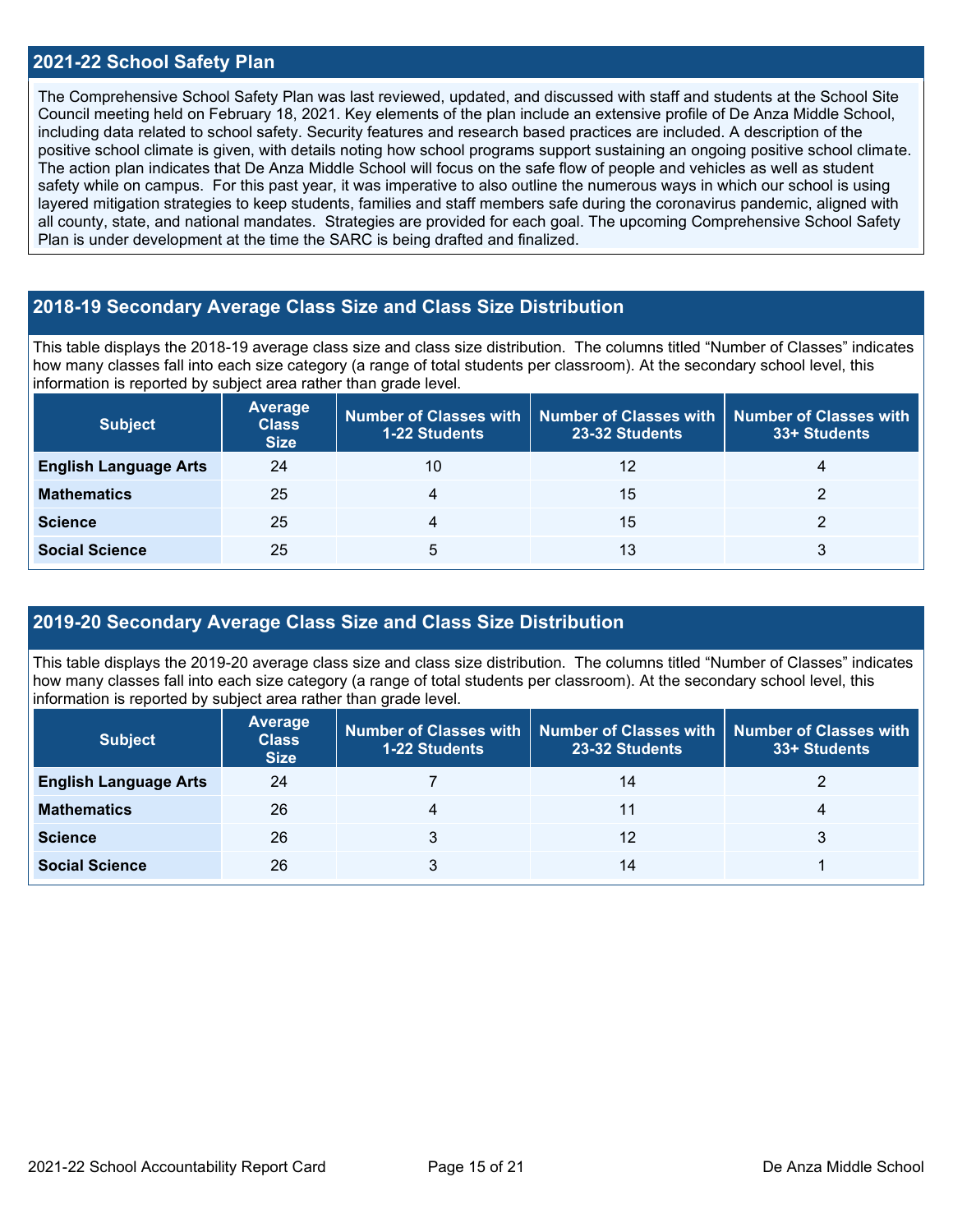## 2021-22 School Safety Plan

The Comprehensive School Safety Plan was last reviewed, updated, and discussed with staff and students at the School Site Council meeting held on February 18, 2021. Key elements of the plan include an extensive profile of De Anza Middle School, including data related to school safety. Security features and research based practices are included. A description of the positive school climate is given, with details noting how school programs support sustaining an ongoing positive school climate. The action plan indicates that De Anza Middle School will focus on the safe flow of people and vehicles as well as student safety while on campus. For this past year, it was imperative to also outline the numerous ways in which our school is using layered mitigation strategies to keep students, families and staff members safe during the coronavirus pandemic, aligned with all county, state, and national mandates. Strategies are provided for each goal. The upcoming Comprehensive School Safety Plan is under development at the time the SARC is being drafted and finalized.

## 2018-19 Secondary Average Class Size and Class Size Distribution

This table displays the 2018-19 average class size and class size distribution. The columns titled "Number of Classes" indicates how many classes fall into each size category (a range of total students per classroom). At the secondary school level, this information is reported by subject area rather than grade level.

| Subject | Average Class Size | Number of Classes with 1-22 Students | Number of Classes with 23-32 Students | Number of Classes with 33+ Students |
|---|---|---|---|---|
| **English Language Arts** | 24 | 10 | 12 | 4 |
| **Mathematics** | 25 | 4 | 15 | 2 |
| **Science** | 25 | 4 | 15 | 2 |
| **Social Science** | 25 | 5 | 13 | 3 |

## 2019-20 Secondary Average Class Size and Class Size Distribution

This table displays the 2019-20 average class size and class size distribution. The columns titled "Number of Classes" indicates how many classes fall into each size category (a range of total students per classroom). At the secondary school level, this information is reported by subject area rather than grade level.

| Subject | Average Class Size | Number of Classes with 1-22 Students | Number of Classes with 23-32 Students | Number of Classes with 33+ Students |
|---|---|---|---|---|
| **English Language Arts** | 24 | 7 | 14 | 2 |
| **Mathematics** | 26 | 4 | 11 | 4 |
| **Science** | 26 | 3 | 12 | 3 |
| **Social Science** | 26 | 3 | 14 | 1 |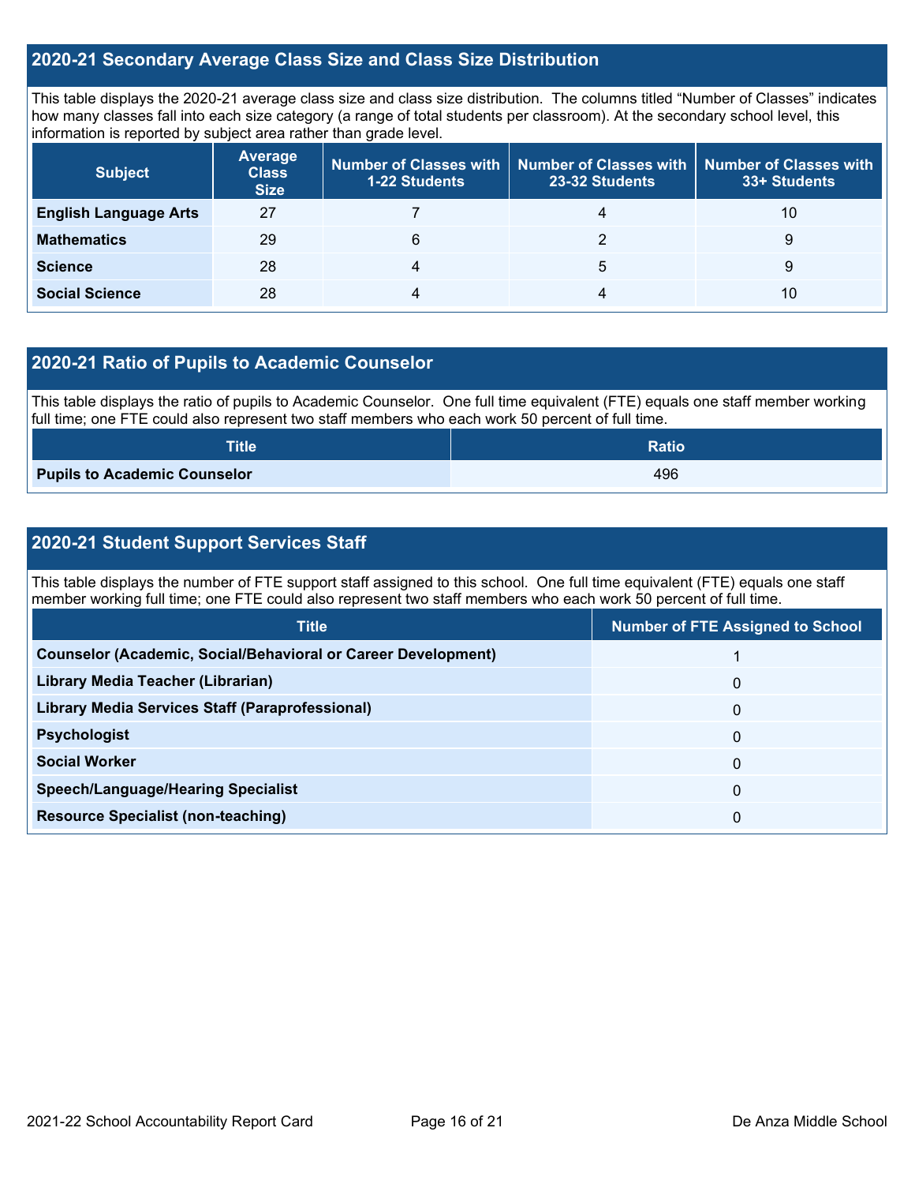## 2020-21 Secondary Average Class Size and Class Size Distribution

This table displays the 2020-21 average class size and class size distribution. The columns titled "Number of Classes" indicates how many classes fall into each size category (a range of total students per classroom). At the secondary school level, this information is reported by subject area rather than grade level.

| Subject | Average Class Size | Number of Classes with 1-22 Students | Number of Classes with 23-32 Students | Number of Classes with 33+ Students |
|---|---|---|---|---|
| **English Language Arts** | 27 | 7 | 4 | 10 |
| **Mathematics** | 29 | 6 | 2 | 9 |
| **Science** | 28 | 4 | 5 | 9 |
| **Social Science** | 28 | 4 | 4 | 10 |

## 2020-21 Ratio of Pupils to Academic Counselor

This table displays the ratio of pupils to Academic Counselor. One full time equivalent (FTE) equals one staff member working full time; one FTE could also represent two staff members who each work 50 percent of full time.

| Title | Ratio |
|---|---|
| **Pupils to Academic Counselor** | 496 |

## 2020-21 Student Support Services Staff

This table displays the number of FTE support staff assigned to this school. One full time equivalent (FTE) equals one staff member working full time; one FTE could also represent two staff members who each work 50 percent of full time.

| Title | Number of FTE Assigned to School |
|---|---|
| **Counselor (Academic, Social/Behavioral or Career Development)** | 1 |
| **Library Media Teacher (Librarian)** | 0 |
| **Library Media Services Staff (Paraprofessional)** | 0 |
| **Psychologist** | 0 |
| **Social Worker** | 0 |
| **Speech/Language/Hearing Specialist** | 0 |
| **Resource Specialist (non-teaching)** | 0 |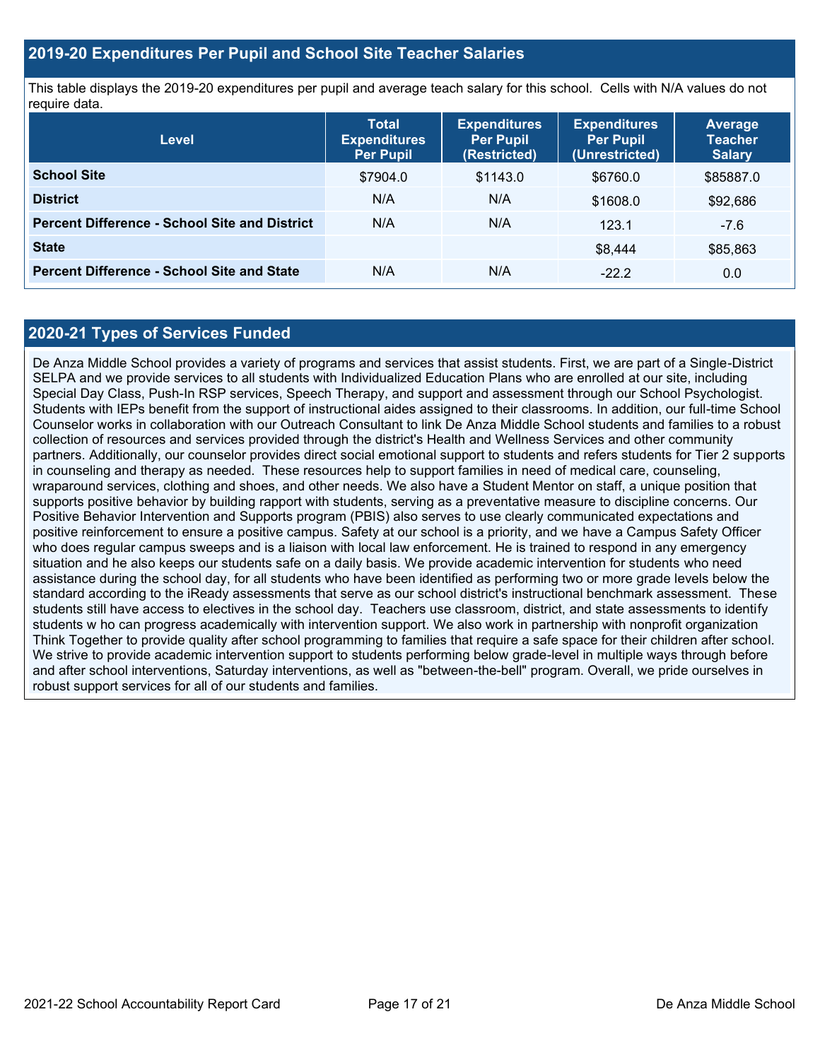## 2019-20 Expenditures Per Pupil and School Site Teacher Salaries

This table displays the 2019-20 expenditures per pupil and average teach salary for this school. Cells with N/A values do not require data.

| Level | Total Expenditures Per Pupil | Expenditures Per Pupil (Restricted) | Expenditures Per Pupil (Unrestricted) | Average Teacher Salary |
|---|---|---|---|---|
| **School Site** | $7904.0 | $1143.0 | $6760.0 | $85887.0 |
| **District** | N/A | N/A | $1608.0 | $92,686 |
| **Percent Difference - School Site and District** | N/A | N/A | 123.1 | -7.6 |
| **State** | | | $8,444 | $85,863 |
| **Percent Difference - School Site and State** | N/A | N/A | -22.2 | 0.0 |

## 2020-21 Types of Services Funded

De Anza Middle School provides a variety of programs and services that assist students. First, we are part of a Single-District SELPA and we provide services to all students with Individualized Education Plans who are enrolled at our site, including Special Day Class, Push-In RSP services, Speech Therapy, and support and assessment through our School Psychologist. Students with IEPs benefit from the support of instructional aides assigned to their classrooms. In addition, our full-time School Counselor works in collaboration with our Outreach Consultant to link De Anza Middle School students and families to a robust collection of resources and services provided through the district's Health and Wellness Services and other community partners. Additionally, our counselor provides direct social emotional support to students and refers students for Tier 2 supports in counseling and therapy as needed. These resources help to support families in need of medical care, counseling, wraparound services, clothing and shoes, and other needs. We also have a Student Mentor on staff, a unique position that supports positive behavior by building rapport with students, serving as a preventative measure to discipline concerns. Our Positive Behavior Intervention and Supports program (PBIS) also serves to use clearly communicated expectations and positive reinforcement to ensure a positive campus. Safety at our school is a priority, and we have a Campus Safety Officer who does regular campus sweeps and is a liaison with local law enforcement. He is trained to respond in any emergency situation and he also keeps our students safe on a daily basis. We provide academic intervention for students who need assistance during the school day, for all students who have been identified as performing two or more grade levels below the standard according to the iReady assessments that serve as our school district's instructional benchmark assessment. These students still have access to electives in the school day. Teachers use classroom, district, and state assessments to identify students w ho can progress academically with intervention support. We also work in partnership with nonprofit organization Think Together to provide quality after school programming to families that require a safe space for their children after school. We strive to provide academic intervention support to students performing below grade-level in multiple ways through before and after school interventions, Saturday interventions, as well as "between-the-bell" program. Overall, we pride ourselves in robust support services for all of our students and families.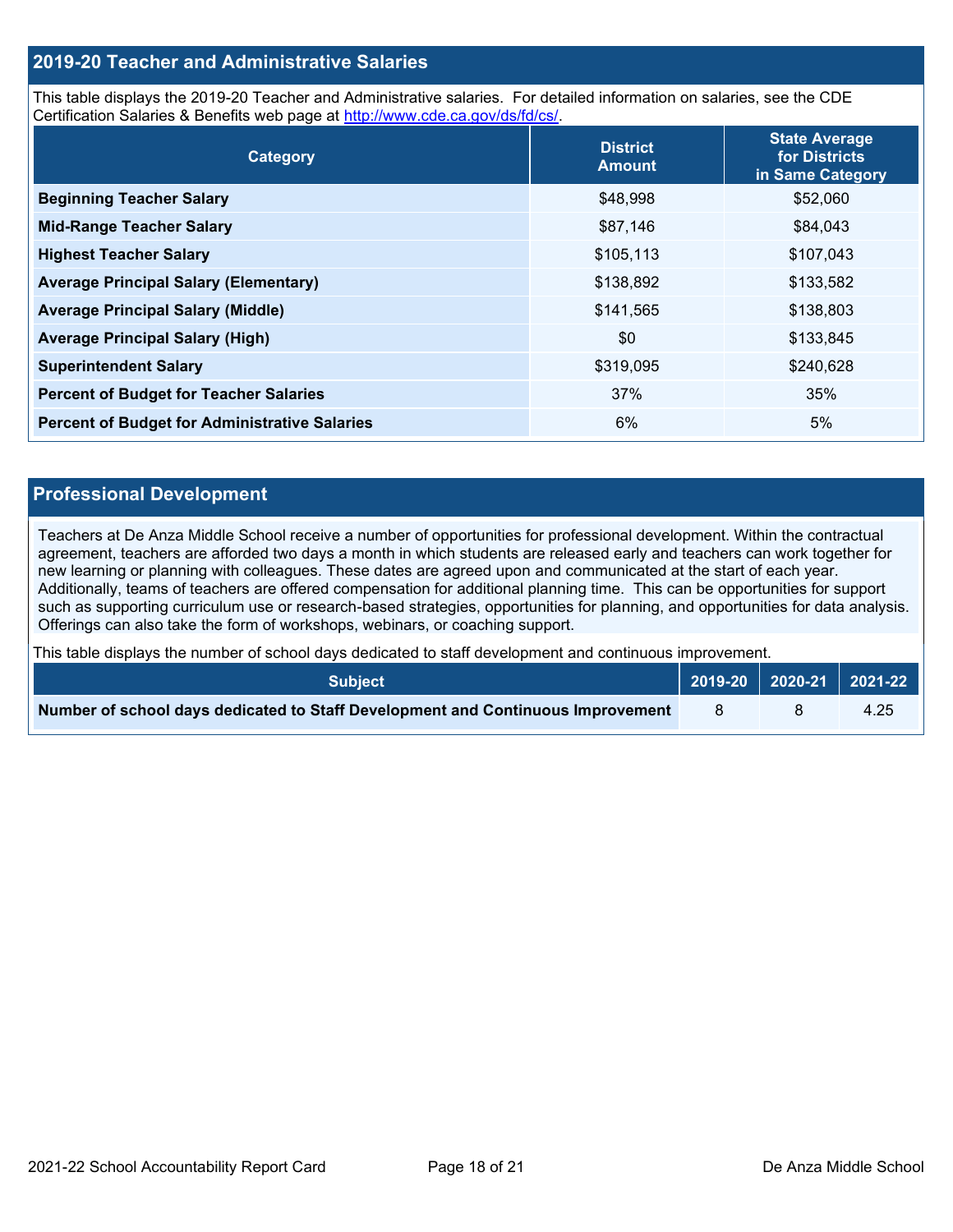## 2019-20 Teacher and Administrative Salaries

This table displays the 2019-20 Teacher and Administrative salaries. For detailed information on salaries, see the CDE Certification Salaries & Benefits web page at http://www.cde.ca.gov/ds/fd/cs/.

| Category | District Amount | State Average for Districts in Same Category |
|---|---|---|
| **Beginning Teacher Salary** | $48,998 | $52,060 |
| **Mid-Range Teacher Salary** | $87,146 | $84,043 |
| **Highest Teacher Salary** | $105,113 | $107,043 |
| **Average Principal Salary (Elementary)** | $138,892 | $133,582 |
| **Average Principal Salary (Middle)** | $141,565 | $138,803 |
| **Average Principal Salary (High)** | $0 | $133,845 |
| **Superintendent Salary** | $319,095 | $240,628 |
| **Percent of Budget for Teacher Salaries** | 37% | 35% |
| **Percent of Budget for Administrative Salaries** | 6% | 5% |

## Professional Development

Teachers at De Anza Middle School receive a number of opportunities for professional development. Within the contractual agreement, teachers are afforded two days a month in which students are released early and teachers can work together for new learning or planning with colleagues. These dates are agreed upon and communicated at the start of each year. Additionally, teams of teachers are offered compensation for additional planning time. This can be opportunities for support such as supporting curriculum use or research-based strategies, opportunities for planning, and opportunities for data analysis. Offerings can also take the form of workshops, webinars, or coaching support.

This table displays the number of school days dedicated to staff development and continuous improvement.

| Subject | 2019-20 | 2020-21 | 2021-22 |
|---|---|---|---|
| **Number of school days dedicated to Staff Development and Continuous Improvement** | 8 | 8 | 4.25 |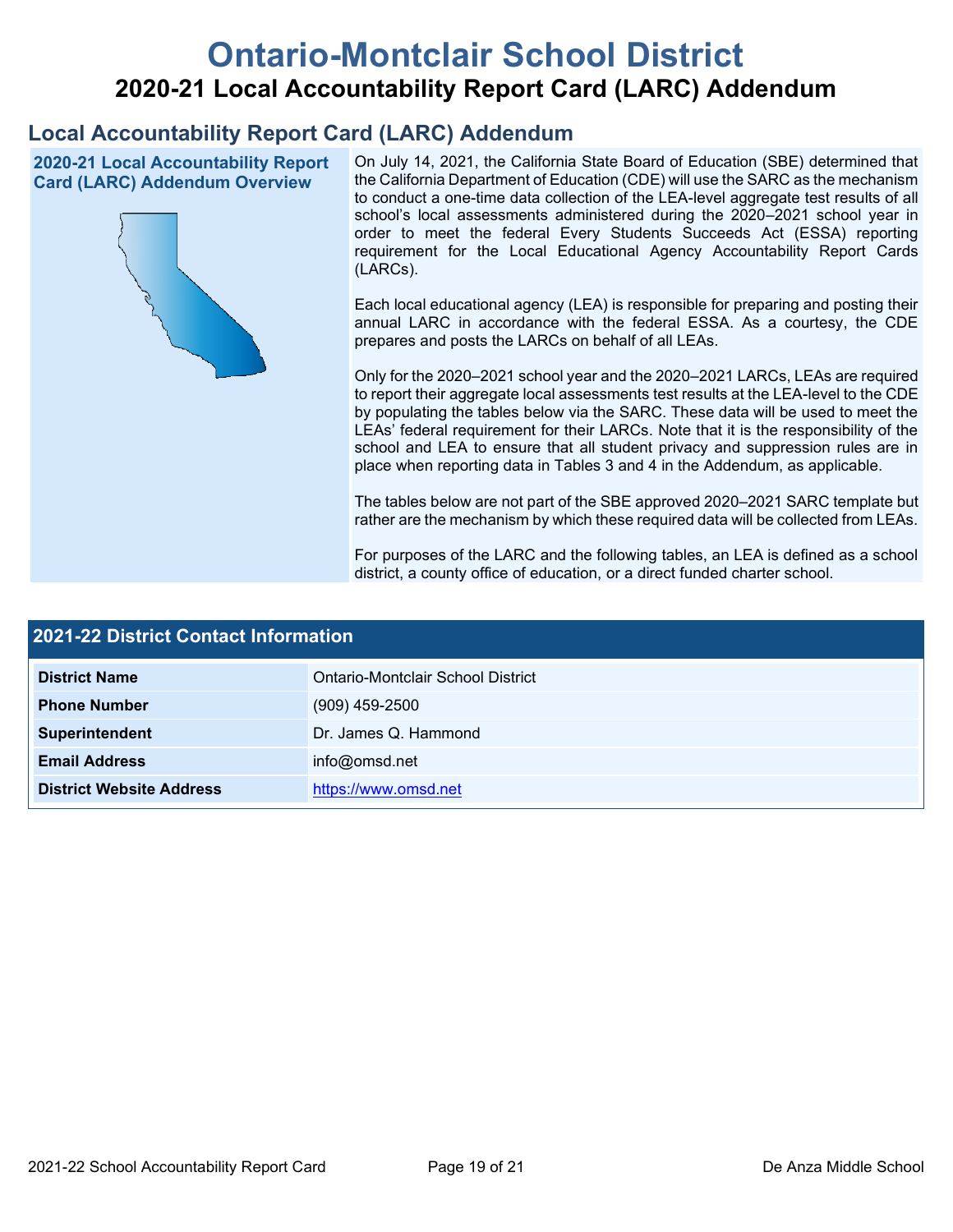# Ontario-Montclair School District

## 2020-21 Local Accountability Report Card (LARC) Addendum

## Local Accountability Report Card (LARC) Addendum

### 2020-21 Local Accountability Report Card (LARC) Addendum Overview

On July 14, 2021, the California State Board of Education (SBE) determined that the California Department of Education (CDE) will use the SARC as the mechanism to conduct a one-time data collection of the LEA-level aggregate test results of all school's local assessments administered during the 2020–2021 school year in order to meet the federal Every Students Succeeds Act (ESSA) reporting requirement for the Local Educational Agency Accountability Report Cards (LARCs).

Each local educational agency (LEA) is responsible for preparing and posting their annual LARC in accordance with the federal ESSA. As a courtesy, the CDE prepares and posts the LARCs on behalf of all LEAs.

Only for the 2020–2021 school year and the 2020–2021 LARCs, LEAs are required to report their aggregate local assessments test results at the LEA-level to the CDE by populating the tables below via the SARC. These data will be used to meet the LEAs' federal requirement for their LARCs. Note that it is the responsibility of the school and LEA to ensure that all student privacy and suppression rules are in place when reporting data in Tables 3 and 4 in the Addendum, as applicable.

The tables below are not part of the SBE approved 2020–2021 SARC template but rather are the mechanism by which these required data will be collected from LEAs.

For purposes of the LARC and the following tables, an LEA is defined as a school district, a county office of education, or a direct funded charter school.

| 2021-22 District Contact Information | |
|---|---|
| District Name | Ontario-Montclair School District |
| Phone Number | (909) 459-2500 |
| Superintendent | Dr. James Q. Hammond |
| Email Address | info@omsd.net |
| District Website Address | https://www.omsd.net |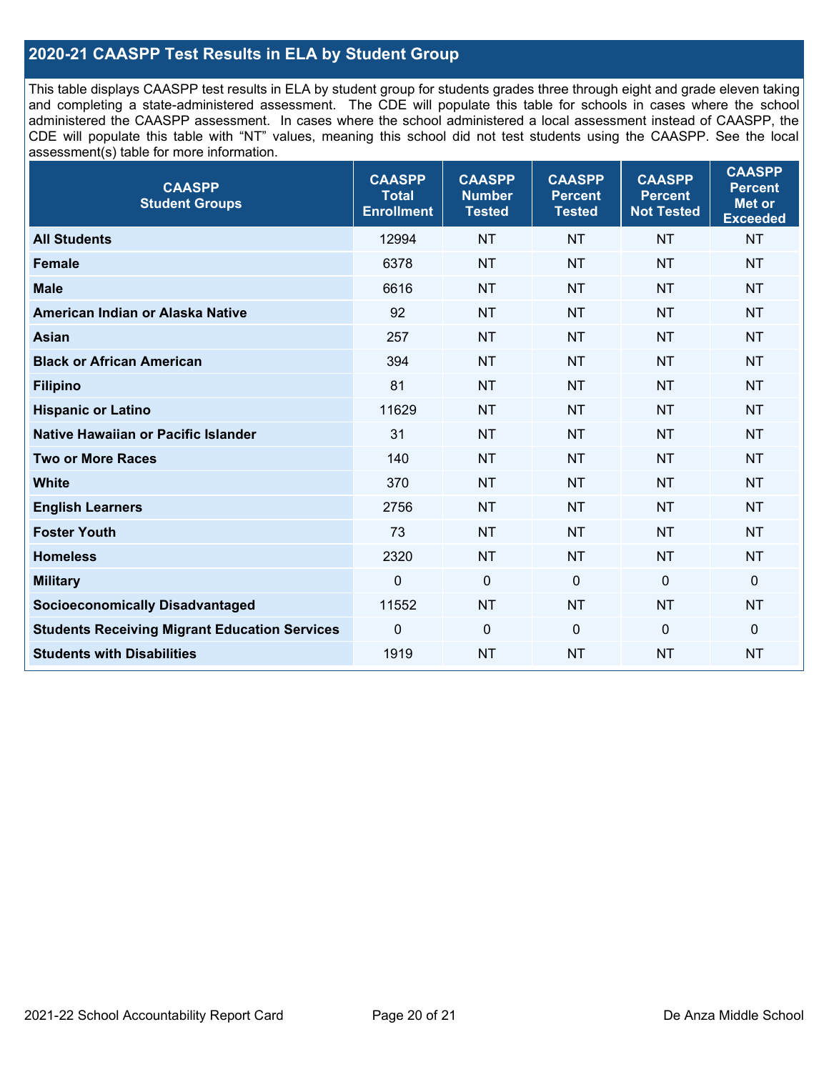## 2020-21 CAASPP Test Results in ELA by Student Group

This table displays CAASPP test results in ELA by student group for students grades three through eight and grade eleven taking and completing a state-administered assessment. The CDE will populate this table for schools in cases where the school administered the CAASPP assessment. In cases where the school administered a local assessment instead of CAASPP, the CDE will populate this table with "NT" values, meaning this school did not test students using the CAASPP. See the local assessment(s) table for more information.

| CAASPP Student Groups | CAASPP Total Enrollment | CAASPP Number Tested | CAASPP Percent Tested | CAASPP Percent Not Tested | CAASPP Percent Met or Exceeded |
|---|---|---|---|---|---|
| **All Students** | 12994 | NT | NT | NT | NT |
| **Female** | 6378 | NT | NT | NT | NT |
| **Male** | 6616 | NT | NT | NT | NT |
| **American Indian or Alaska Native** | 92 | NT | NT | NT | NT |
| **Asian** | 257 | NT | NT | NT | NT |
| **Black or African American** | 394 | NT | NT | NT | NT |
| **Filipino** | 81 | NT | NT | NT | NT |
| **Hispanic or Latino** | 11629 | NT | NT | NT | NT |
| **Native Hawaiian or Pacific Islander** | 31 | NT | NT | NT | NT |
| **Two or More Races** | 140 | NT | NT | NT | NT |
| **White** | 370 | NT | NT | NT | NT |
| **English Learners** | 2756 | NT | NT | NT | NT |
| **Foster Youth** | 73 | NT | NT | NT | NT |
| **Homeless** | 2320 | NT | NT | NT | NT |
| **Military** | 0 | 0 | 0 | 0 | 0 |
| **Socioeconomically Disadvantaged** | 11552 | NT | NT | NT | NT |
| **Students Receiving Migrant Education Services** | 0 | 0 | 0 | 0 | 0 |
| **Students with Disabilities** | 1919 | NT | NT | NT | NT |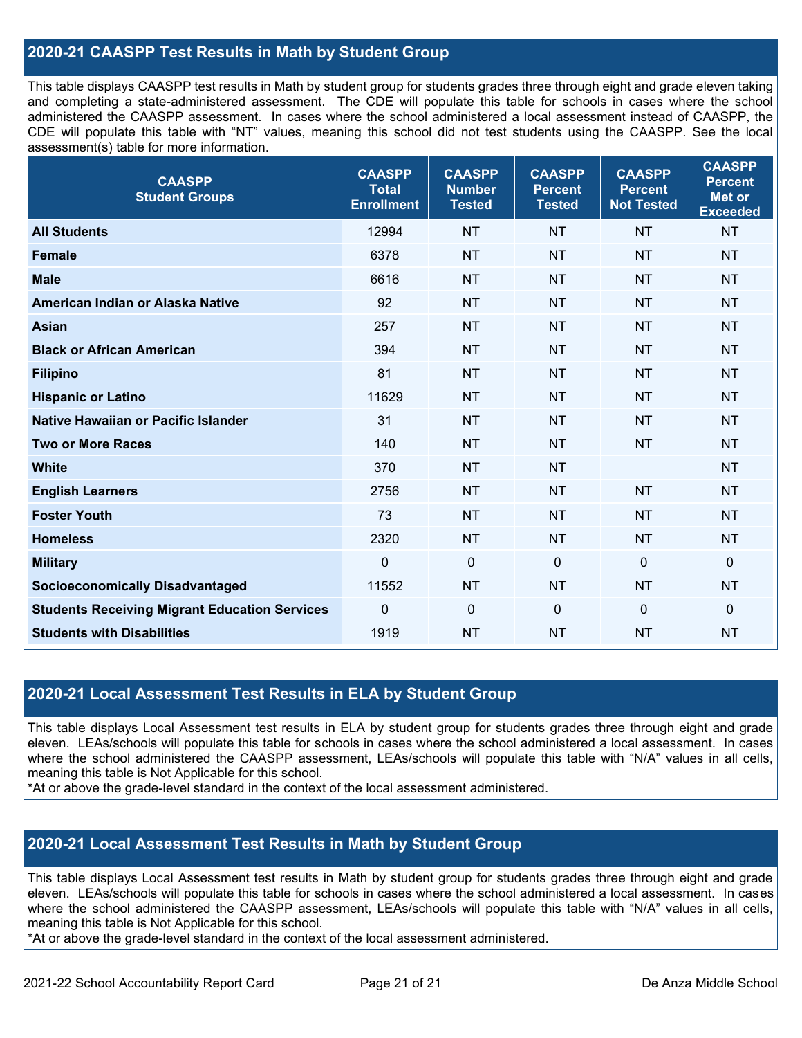## 2020-21 CAASPP Test Results in Math by Student Group

This table displays CAASPP test results in Math by student group for students grades three through eight and grade eleven taking and completing a state-administered assessment. The CDE will populate this table for schools in cases where the school administered the CAASPP assessment. In cases where the school administered a local assessment instead of CAASPP, the CDE will populate this table with "NT" values, meaning this school did not test students using the CAASPP. See the local assessment(s) table for more information.

| CAASPP Student Groups | CAASPP Total Enrollment | CAASPP Number Tested | CAASPP Percent Tested | CAASPP Percent Not Tested | CAASPP Percent Met or Exceeded |
|---|---|---|---|---|---|
| **All Students** | 12994 | NT | NT | NT | NT |
| **Female** | 6378 | NT | NT | NT | NT |
| **Male** | 6616 | NT | NT | NT | NT |
| **American Indian or Alaska Native** | 92 | NT | NT | NT | NT |
| **Asian** | 257 | NT | NT | NT | NT |
| **Black or African American** | 394 | NT | NT | NT | NT |
| **Filipino** | 81 | NT | NT | NT | NT |
| **Hispanic or Latino** | 11629 | NT | NT | NT | NT |
| **Native Hawaiian or Pacific Islander** | 31 | NT | NT | NT | NT |
| **Two or More Races** | 140 | NT | NT | NT | NT |
| **White** | 370 | NT | NT | | NT |
| **English Learners** | 2756 | NT | NT | NT | NT |
| **Foster Youth** | 73 | NT | NT | NT | NT |
| **Homeless** | 2320 | NT | NT | NT | NT |
| **Military** | 0 | 0 | 0 | 0 | 0 |
| **Socioeconomically Disadvantaged** | 11552 | NT | NT | NT | NT |
| **Students Receiving Migrant Education Services** | 0 | 0 | 0 | 0 | 0 |
| **Students with Disabilities** | 1919 | NT | NT | NT | NT |

## 2020-21 Local Assessment Test Results in ELA by Student Group

This table displays Local Assessment test results in ELA by student group for students grades three through eight and grade eleven. LEAs/schools will populate this table for schools in cases where the school administered a local assessment. In cases where the school administered the CAASPP assessment, LEAs/schools will populate this table with "N/A" values in all cells, meaning this table is Not Applicable for this school.
*At or above the grade-level standard in the context of the local assessment administered.

## 2020-21 Local Assessment Test Results in Math by Student Group

This table displays Local Assessment test results in Math by student group for students grades three through eight and grade eleven. LEAs/schools will populate this table for schools in cases where the school administered a local assessment. In cases where the school administered the CAASPP assessment, LEAs/schools will populate this table with "N/A" values in all cells, meaning this table is Not Applicable for this school.
*At or above the grade-level standard in the context of the local assessment administered.